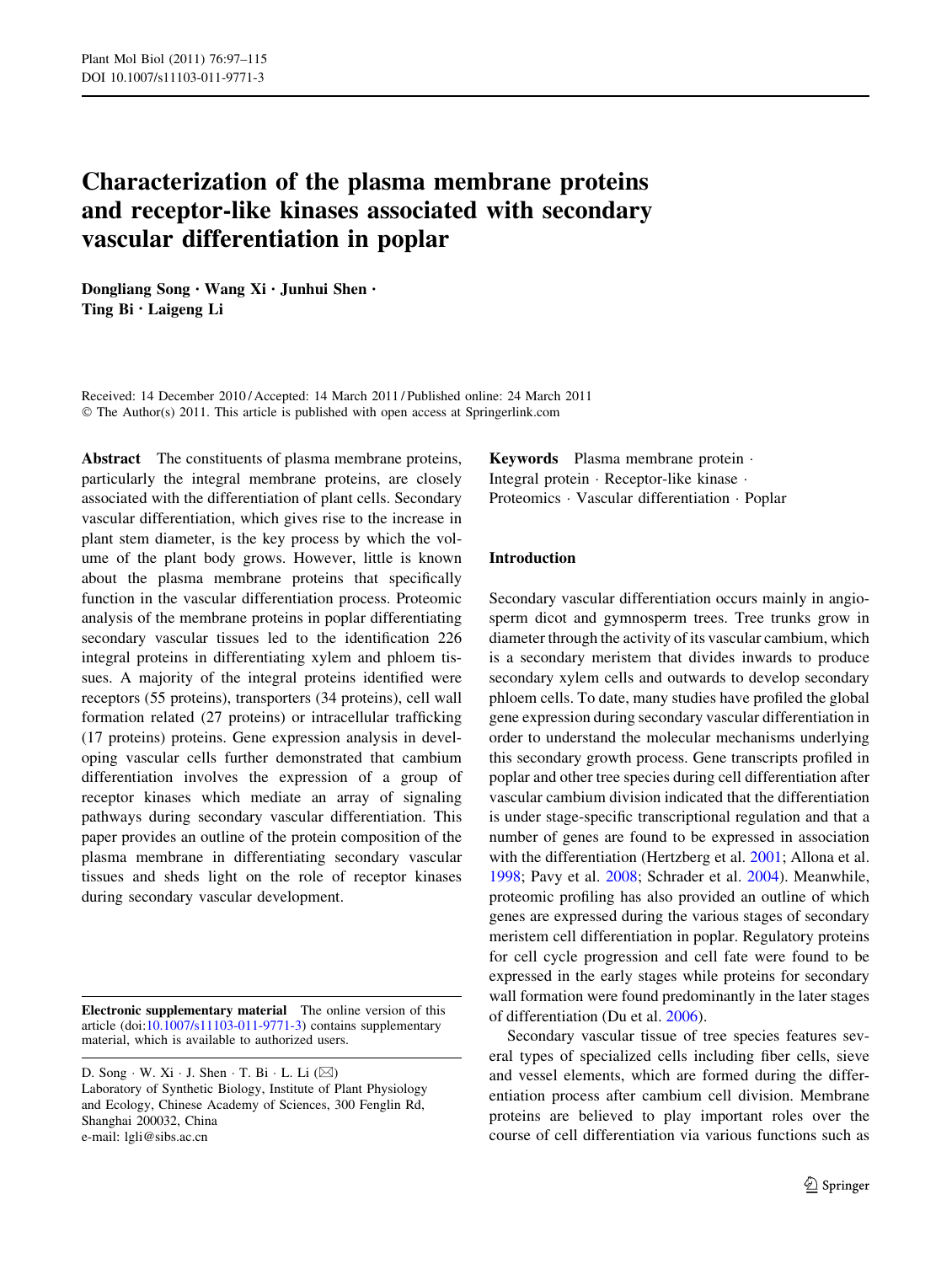# Characterization of the plasma membrane proteins and receptor-like kinases associated with secondary vascular differentiation in poplar

**Dongliang Song · Wang Xi · Junhui Shen · Ting Bi · Laigeng Li**

Received: 14 December 2010 / Accepted: 14 March 2011 / Published online: 24 March 2011
© The Author(s) 2011. This article is published with open access at Springerlink.com

**Abstract** The constituents of plasma membrane proteins, particularly the integral membrane proteins, are closely associated with the differentiation of plant cells. Secondary vascular differentiation, which gives rise to the increase in plant stem diameter, is the key process by which the volume of the plant body grows. However, little is known about the plasma membrane proteins that specifically function in the vascular differentiation process. Proteomic analysis of the membrane proteins in poplar differentiating secondary vascular tissues led to the identification 226 integral proteins in differentiating xylem and phloem tissues. A majority of the integral proteins identified were receptors (55 proteins), transporters (34 proteins), cell wall formation related (27 proteins) or intracellular trafficking (17 proteins) proteins. Gene expression analysis in developing vascular cells further demonstrated that cambium differentiation involves the expression of a group of receptor kinases which mediate an array of signaling pathways during secondary vascular differentiation. This paper provides an outline of the protein composition of the plasma membrane in differentiating secondary vascular tissues and sheds light on the role of receptor kinases during secondary vascular development.

**Keywords** Plasma membrane protein · Integral protein · Receptor-like kinase · Proteomics · Vascular differentiation · Poplar

**Electronic supplementary material** The online version of this article (doi:10.1007/s11103-011-9771-3) contains supplementary material, which is available to authorized users.

D. Song · W. Xi · J. Shen · T. Bi · L. Li (✉)
Laboratory of Synthetic Biology, Institute of Plant Physiology and Ecology, Chinese Academy of Sciences, 300 Fenglin Rd, Shanghai 200032, China
e-mail: lgli@sibs.ac.cn

## Introduction

Secondary vascular differentiation occurs mainly in angiosperm dicot and gymnosperm trees. Tree trunks grow in diameter through the activity of its vascular cambium, which is a secondary meristem that divides inwards to produce secondary xylem cells and outwards to develop secondary phloem cells. To date, many studies have profiled the global gene expression during secondary vascular differentiation in order to understand the molecular mechanisms underlying this secondary growth process. Gene transcripts profiled in poplar and other tree species during cell differentiation after vascular cambium division indicated that the differentiation is under stage-specific transcriptional regulation and that a number of genes are found to be expressed in association with the differentiation (Hertzberg et al. 2001; Allona et al. 1998; Pavy et al. 2008; Schrader et al. 2004). Meanwhile, proteomic profiling has also provided an outline of which genes are expressed during the various stages of secondary meristem cell differentiation in poplar. Regulatory proteins for cell cycle progression and cell fate were found to be expressed in the early stages while proteins for secondary wall formation were found predominantly in the later stages of differentiation (Du et al. 2006).

Secondary vascular tissue of tree species features several types of specialized cells including fiber cells, sieve and vessel elements, which are formed during the differentiation process after cambium cell division. Membrane proteins are believed to play important roles over the course of cell differentiation via various functions such as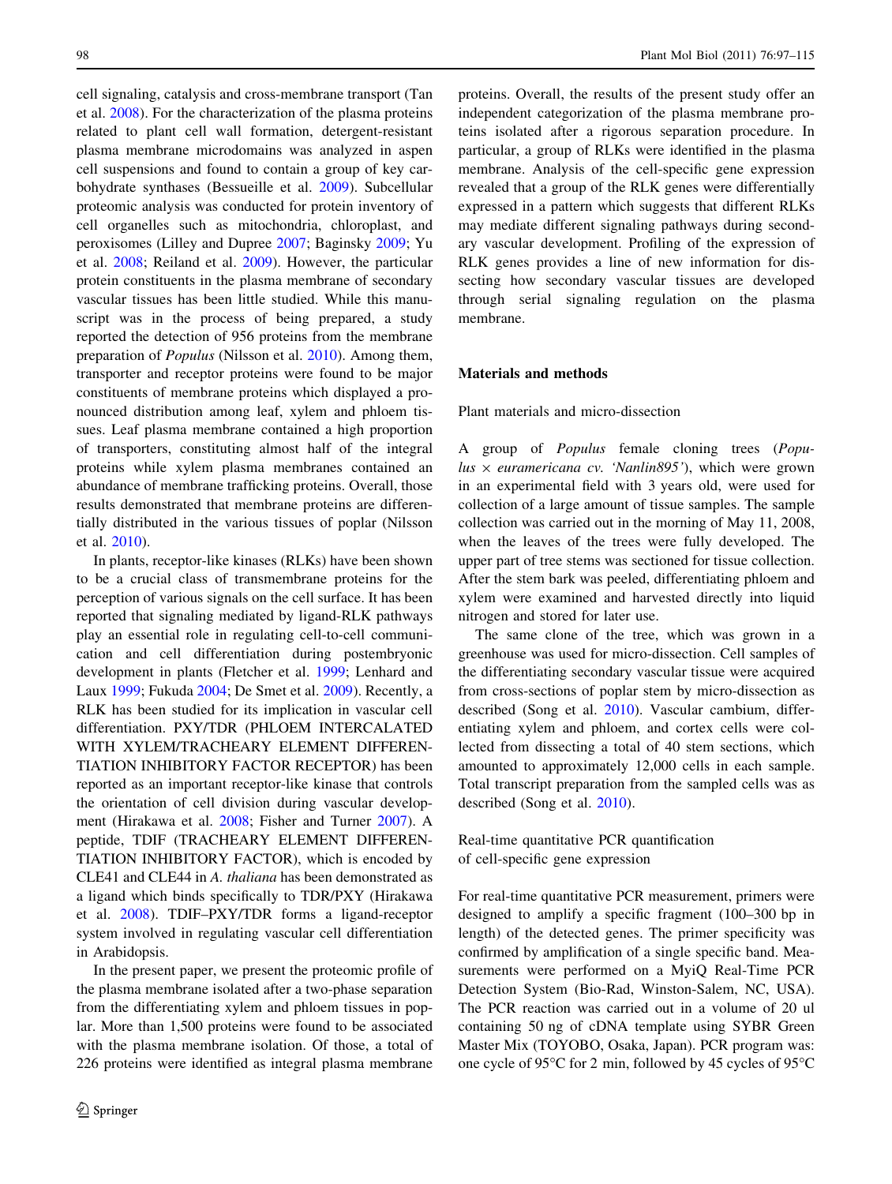cell signaling, catalysis and cross-membrane transport (Tan et al. 2008). For the characterization of the plasma proteins related to plant cell wall formation, detergent-resistant plasma membrane microdomains was analyzed in aspen cell suspensions and found to contain a group of key carbohydrate synthases (Bessueille et al. 2009). Subcellular proteomic analysis was conducted for protein inventory of cell organelles such as mitochondria, chloroplast, and peroxisomes (Lilley and Dupree 2007; Baginsky 2009; Yu et al. 2008; Reiland et al. 2009). However, the particular protein constituents in the plasma membrane of secondary vascular tissues has been little studied. While this manuscript was in the process of being prepared, a study reported the detection of 956 proteins from the membrane preparation of *Populus* (Nilsson et al. 2010). Among them, transporter and receptor proteins were found to be major constituents of membrane proteins which displayed a pronounced distribution among leaf, xylem and phloem tissues. Leaf plasma membrane contained a high proportion of transporters, constituting almost half of the integral proteins while xylem plasma membranes contained an abundance of membrane trafficking proteins. Overall, those results demonstrated that membrane proteins are differentially distributed in the various tissues of poplar (Nilsson et al. 2010).

In plants, receptor-like kinases (RLKs) have been shown to be a crucial class of transmembrane proteins for the perception of various signals on the cell surface. It has been reported that signaling mediated by ligand-RLK pathways play an essential role in regulating cell-to-cell communication and cell differentiation during postembryonic development in plants (Fletcher et al. 1999; Lenhard and Laux 1999; Fukuda 2004; De Smet et al. 2009). Recently, a RLK has been studied for its implication in vascular cell differentiation. PXY/TDR (PHLOEM INTERCALATED WITH XYLEM/TRACHEARY ELEMENT DIFFERENTIATION INHIBITORY FACTOR RECEPTOR) has been reported as an important receptor-like kinase that controls the orientation of cell division during vascular development (Hirakawa et al. 2008; Fisher and Turner 2007). A peptide, TDIF (TRACHEARY ELEMENT DIFFERENTIATION INHIBITORY FACTOR), which is encoded by CLE41 and CLE44 in *A. thaliana* has been demonstrated as a ligand which binds specifically to TDR/PXY (Hirakawa et al. 2008). TDIF–PXY/TDR forms a ligand-receptor system involved in regulating vascular cell differentiation in Arabidopsis.

In the present paper, we present the proteomic profile of the plasma membrane isolated after a two-phase separation from the differentiating xylem and phloem tissues in poplar. More than 1,500 proteins were found to be associated with the plasma membrane isolation. Of those, a total of 226 proteins were identified as integral plasma membrane proteins. Overall, the results of the present study offer an independent categorization of the plasma membrane proteins isolated after a rigorous separation procedure. In particular, a group of RLKs were identified in the plasma membrane. Analysis of the cell-specific gene expression revealed that a group of the RLK genes were differentially expressed in a pattern which suggests that different RLKs may mediate different signaling pathways during secondary vascular development. Profiling of the expression of RLK genes provides a line of new information for dissecting how secondary vascular tissues are developed through serial signaling regulation on the plasma membrane.

## Materials and methods

### Plant materials and micro-dissection

A group of *Populus* female cloning trees (*Populus × euramericana cv. 'Nanlin895'*), which were grown in an experimental field with 3 years old, were used for collection of a large amount of tissue samples. The sample collection was carried out in the morning of May 11, 2008, when the leaves of the trees were fully developed. The upper part of tree stems was sectioned for tissue collection. After the stem bark was peeled, differentiating phloem and xylem were examined and harvested directly into liquid nitrogen and stored for later use.

The same clone of the tree, which was grown in a greenhouse was used for micro-dissection. Cell samples of the differentiating secondary vascular tissue were acquired from cross-sections of poplar stem by micro-dissection as described (Song et al. 2010). Vascular cambium, differentiating xylem and phloem, and cortex cells were collected from dissecting a total of 40 stem sections, which amounted to approximately 12,000 cells in each sample. Total transcript preparation from the sampled cells was as described (Song et al. 2010).

### Real-time quantitative PCR quantification of cell-specific gene expression

For real-time quantitative PCR measurement, primers were designed to amplify a specific fragment (100–300 bp in length) of the detected genes. The primer specificity was confirmed by amplification of a single specific band. Measurements were performed on a MyiQ Real-Time PCR Detection System (Bio-Rad, Winston-Salem, NC, USA). The PCR reaction was carried out in a volume of 20 ul containing 50 ng of cDNA template using SYBR Green Master Mix (TOYOBO, Osaka, Japan). PCR program was: one cycle of 95°C for 2 min, followed by 45 cycles of 95°C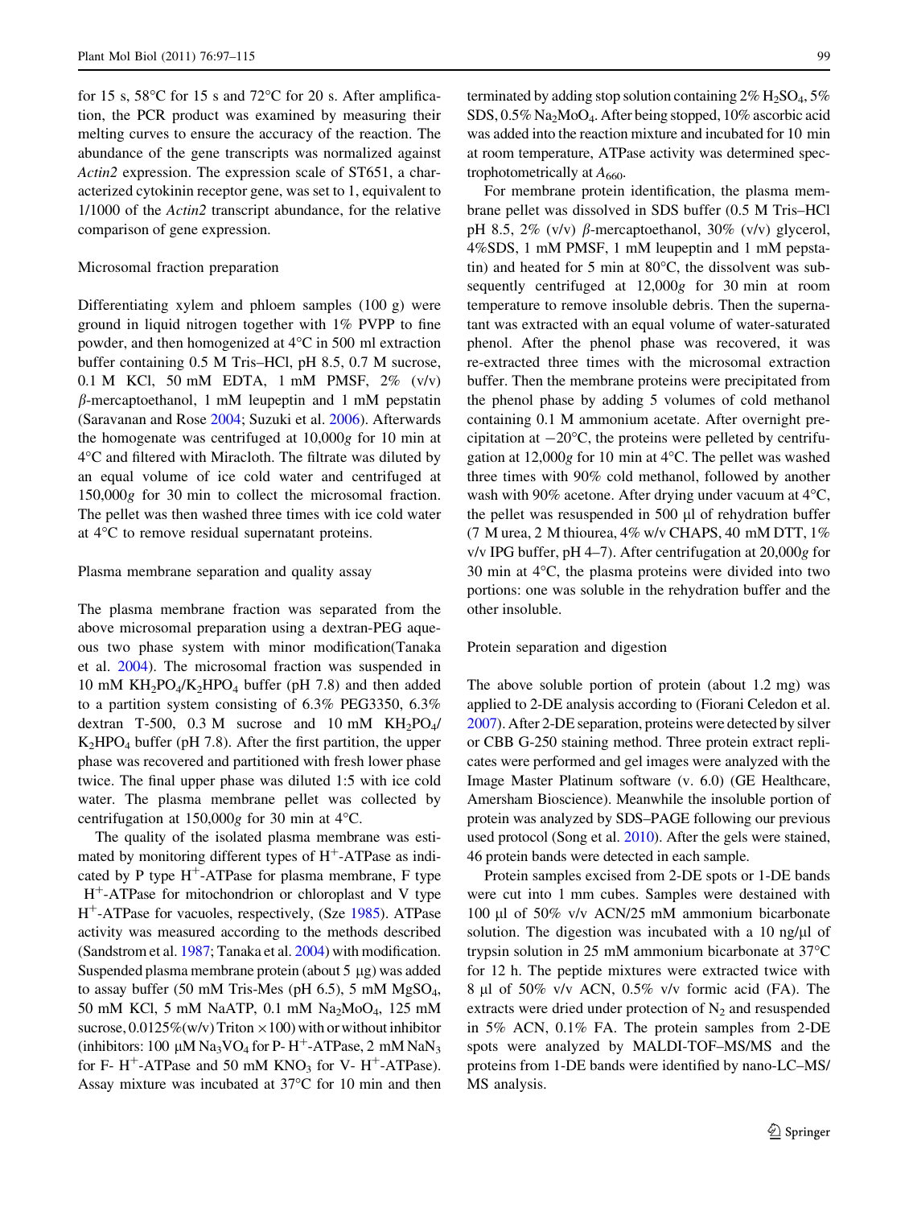for 15 s, 58°C for 15 s and 72°C for 20 s. After amplification, the PCR product was examined by measuring their melting curves to ensure the accuracy of the reaction. The abundance of the gene transcripts was normalized against *Actin2* expression. The expression scale of ST651, a characterized cytokinin receptor gene, was set to 1, equivalent to 1/1000 of the *Actin2* transcript abundance, for the relative comparison of gene expression.

### Microsomal fraction preparation

Differentiating xylem and phloem samples (100 g) were ground in liquid nitrogen together with 1% PVPP to fine powder, and then homogenized at 4°C in 500 ml extraction buffer containing 0.5 M Tris–HCl, pH 8.5, 0.7 M sucrose, 0.1 M KCl, 50 mM EDTA, 1 mM PMSF, 2% (v/v) β-mercaptoethanol, 1 mM leupeptin and 1 mM pepstatin (Saravanan and Rose 2004; Suzuki et al. 2006). Afterwards the homogenate was centrifuged at 10,000*g* for 10 min at 4°C and filtered with Miracloth. The filtrate was diluted by an equal volume of ice cold water and centrifuged at 150,000*g* for 30 min to collect the microsomal fraction. The pellet was then washed three times with ice cold water at 4°C to remove residual supernatant proteins.

### Plasma membrane separation and quality assay

The plasma membrane fraction was separated from the above microsomal preparation using a dextran-PEG aqueous two phase system with minor modification(Tanaka et al. 2004). The microsomal fraction was suspended in 10 mM $KH_2PO_4$/$K_2HPO_4$ buffer (pH 7.8) and then added to a partition system consisting of 6.3% PEG3350, 6.3% dextran T-500, 0.3 M sucrose and 10 mM $KH_2PO_4$/$K_2HPO_4$ buffer (pH 7.8). After the first partition, the upper phase was recovered and partitioned with fresh lower phase twice. The final upper phase was diluted 1:5 with ice cold water. The plasma membrane pellet was collected by centrifugation at 150,000*g* for 30 min at 4°C.

The quality of the isolated plasma membrane was estimated by monitoring different types of $H^+$-ATPase as indicated by P type $H^+$-ATPase for plasma membrane, F type $H^+$-ATPase for mitochondrion or chloroplast and V type $H^+$-ATPase for vacuoles, respectively, (Sze 1985). ATPase activity was measured according to the methods described (Sandstrom et al. 1987; Tanaka et al. 2004) with modification. Suspended plasma membrane protein (about 5 μg) was added to assay buffer (50 mM Tris-Mes (pH 6.5), 5 mM $MgSO_4$, 50 mM KCl, 5 mM NaATP, 0.1 mM $Na_2MoO_4$, 125 mM sucrose, 0.0125%(w/v) Triton ×100) with or without inhibitor (inhibitors: 100 μM $Na_3VO_4$ for P- $H^+$-ATPase, 2 mM $NaN_3$ for F- $H^+$-ATPase and 50 mM $KNO_3$ for V- $H^+$-ATPase). Assay mixture was incubated at 37°C for 10 min and then terminated by adding stop solution containing 2% $H_2SO_4$, 5% SDS, 0.5% $Na_2MoO_4$. After being stopped, 10% ascorbic acid was added into the reaction mixture and incubated for 10 min at room temperature, ATPase activity was determined spectrophotometrically at $A_{660}$.

For membrane protein identification, the plasma membrane pellet was dissolved in SDS buffer (0.5 M Tris–HCl pH 8.5, 2% (v/v) β-mercaptoethanol, 30% (v/v) glycerol, 4%SDS, 1 mM PMSF, 1 mM leupeptin and 1 mM pepstatin) and heated for 5 min at 80°C, the dissolvent was subsequently centrifuged at 12,000*g* for 30 min at room temperature to remove insoluble debris. Then the supernatant was extracted with an equal volume of water-saturated phenol. After the phenol phase was recovered, it was re-extracted three times with the microsomal extraction buffer. Then the membrane proteins were precipitated from the phenol phase by adding 5 volumes of cold methanol containing 0.1 M ammonium acetate. After overnight precipitation at −20°C, the proteins were pelleted by centrifugation at 12,000*g* for 10 min at 4°C. The pellet was washed three times with 90% cold methanol, followed by another wash with 90% acetone. After drying under vacuum at 4°C, the pellet was resuspended in 500 μl of rehydration buffer (7 M urea, 2 M thiourea, 4% w/v CHAPS, 40 mM DTT, 1% v/v IPG buffer, pH 4–7). After centrifugation at 20,000*g* for 30 min at 4°C, the plasma proteins were divided into two portions: one was soluble in the rehydration buffer and the other insoluble.

### Protein separation and digestion

The above soluble portion of protein (about 1.2 mg) was applied to 2-DE analysis according to (Fiorani Celedon et al. 2007). After 2-DE separation, proteins were detected by silver or CBB G-250 staining method. Three protein extract replicates were performed and gel images were analyzed with the Image Master Platinum software (v. 6.0) (GE Healthcare, Amersham Bioscience). Meanwhile the insoluble portion of protein was analyzed by SDS–PAGE following our previous used protocol (Song et al. 2010). After the gels were stained, 46 protein bands were detected in each sample.

Protein samples excised from 2-DE spots or 1-DE bands were cut into 1 mm cubes. Samples were destained with 100 μl of 50% v/v ACN/25 mM ammonium bicarbonate solution. The digestion was incubated with a 10 ng/μl of trypsin solution in 25 mM ammonium bicarbonate at 37°C for 12 h. The peptide mixtures were extracted twice with 8 μl of 50% v/v ACN, 0.5% v/v formic acid (FA). The extracts were dried under protection of $N_2$ and resuspended in 5% ACN, 0.1% FA. The protein samples from 2-DE spots were analyzed by MALDI-TOF–MS/MS and the proteins from 1-DE bands were identified by nano-LC–MS/MS analysis.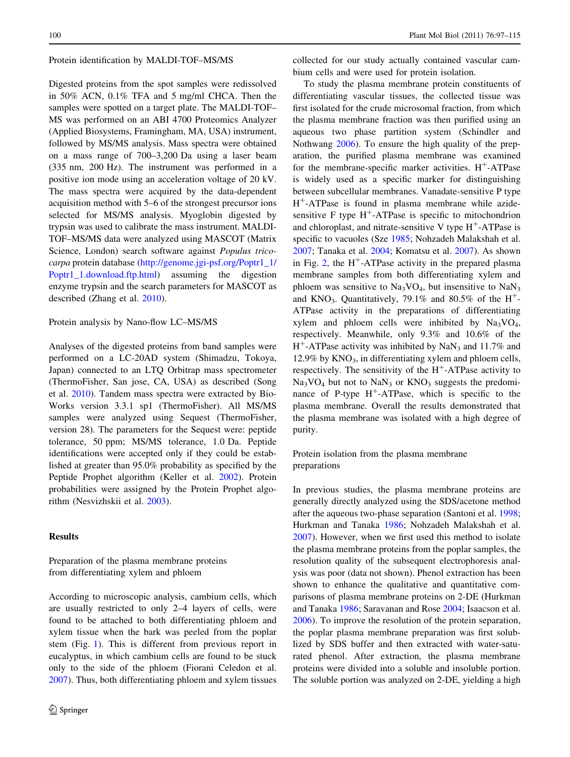### Protein identification by MALDI-TOF–MS/MS

Digested proteins from the spot samples were redissolved in 50% ACN, 0.1% TFA and 5 mg/ml CHCA. Then the samples were spotted on a target plate. The MALDI-TOF–MS was performed on an ABI 4700 Proteomics Analyzer (Applied Biosystems, Framingham, MA, USA) instrument, followed by MS/MS analysis. Mass spectra were obtained on a mass range of 700–3,200 Da using a laser beam (335 nm, 200 Hz). The instrument was performed in a positive ion mode using an acceleration voltage of 20 kV. The mass spectra were acquired by the data-dependent acquisition method with 5–6 of the strongest precursor ions selected for MS/MS analysis. Myoglobin digested by trypsin was used to calibrate the mass instrument. MALDI-TOF–MS/MS data were analyzed using MASCOT (Matrix Science, London) search software against *Populus trichocarpa* protein database (http://genome.jgi-psf.org/Poptr1_1/Poptr1_1.download.ftp.html) assuming the digestion enzyme trypsin and the search parameters for MASCOT as described (Zhang et al. 2010).

### Protein analysis by Nano-flow LC–MS/MS

Analyses of the digested proteins from band samples were performed on a LC-20AD system (Shimadzu, Tokoya, Japan) connected to an LTQ Orbitrap mass spectrometer (ThermoFisher, San jose, CA, USA) as described (Song et al. 2010). Tandem mass spectra were extracted by BioWorks version 3.3.1 sp1 (ThermoFisher). All MS/MS samples were analyzed using Sequest (ThermoFisher, version 28). The parameters for the Sequest were: peptide tolerance, 50 ppm; MS/MS tolerance, 1.0 Da. Peptide identifications were accepted only if they could be established at greater than 95.0% probability as specified by the Peptide Prophet algorithm (Keller et al. 2002). Protein probabilities were assigned by the Protein Prophet algorithm (Nesvizhskii et al. 2003).

## Results

### Preparation of the plasma membrane proteins from differentiating xylem and phloem

According to microscopic analysis, cambium cells, which are usually restricted to only 2–4 layers of cells, were found to be attached to both differentiating phloem and xylem tissue when the bark was peeled from the poplar stem (Fig. 1). This is different from previous report in eucalyptus, in which cambium cells are found to be stuck only to the side of the phloem (Fiorani Celedon et al. 2007). Thus, both differentiating phloem and xylem tissues collected for our study actually contained vascular cambium cells and were used for protein isolation.

To study the plasma membrane protein constituents of differentiating vascular tissues, the collected tissue was first isolated for the crude microsomal fraction, from which the plasma membrane fraction was then purified using an aqueous two phase partition system (Schindler and Nothwang 2006). To ensure the high quality of the preparation, the purified plasma membrane was examined for the membrane-specific marker activities. $H^+$-ATPase is widely used as a specific marker for distinguishing between subcellular membranes. Vanadate-sensitive P type $H^+$-ATPase is found in plasma membrane while azide-sensitive F type $H^+$-ATPase is specific to mitochondrion and chloroplast, and nitrate-sensitive V type $H^+$-ATPase is specific to vacuoles (Sze 1985; Nohzadeh Malakshah et al. 2007; Tanaka et al. 2004; Komatsu et al. 2007). As shown in Fig. 2, the $H^+$-ATPase activity in the prepared plasma membrane samples from both differentiating xylem and phloem was sensitive to $Na_3VO_4$, but insensitive to $NaN_3$ and $KNO_3$. Quantitatively, 79.1% and 80.5% of the $H^+$-ATPase activity in the preparations of differentiating xylem and phloem cells were inhibited by $Na_3VO_4$, respectively. Meanwhile, only 9.3% and 10.6% of the $H^+$-ATPase activity was inhibited by $NaN_3$ and 11.7% and 12.9% by $KNO_3$, in differentiating xylem and phloem cells, respectively. The sensitivity of the $H^+$-ATPase activity to $Na_3VO_4$ but not to $NaN_3$ or $KNO_3$ suggests the predominance of P-type $H^+$-ATPase, which is specific to the plasma membrane. Overall the results demonstrated that the plasma membrane was isolated with a high degree of purity.

### Protein isolation from the plasma membrane preparations

In previous studies, the plasma membrane proteins are generally directly analyzed using the SDS/acetone method after the aqueous two-phase separation (Santoni et al. 1998; Hurkman and Tanaka 1986; Nohzadeh Malakshah et al. 2007). However, when we first used this method to isolate the plasma membrane proteins from the poplar samples, the resolution quality of the subsequent electrophoresis analysis was poor (data not shown). Phenol extraction has been shown to enhance the qualitative and quantitative comparisons of plasma membrane proteins on 2-DE (Hurkman and Tanaka 1986; Saravanan and Rose 2004; Isaacson et al. 2006). To improve the resolution of the protein separation, the poplar plasma membrane preparation was first solubilized by SDS buffer and then extracted with water-saturated phenol. After extraction, the plasma membrane proteins were divided into a soluble and insoluble portion. The soluble portion was analyzed on 2-DE, yielding a high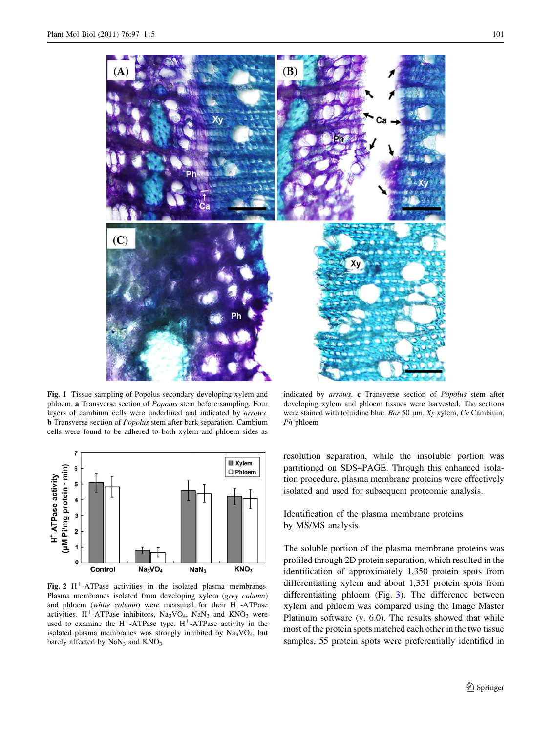**Fig. 1** Tissue sampling of Popolus secondary developing xylem and phloem. **a** Transverse section of *Populus* stem before sampling. Four layers of cambium cells were underlined and indicated by *arrows*. **b** Transverse section of *Populus* stem after bark separation. Cambium cells were found to be adhered to both xylem and phloem sides as indicated by *arrows*. **c** Transverse section of *Populus* stem after developing xylem and phloem tissues were harvested. The sections were stained with toluidine blue. *Bar* 50 μm. *Xy* xylem, *Ca* Cambium, *Ph* phloem

**Fig. 2** $H^+$-ATPase activities in the isolated plasma membranes. Plasma membranes isolated from developing xylem (*grey column*) and phloem (*white column*) were measured for their $H^+$-ATPase activities. $H^+$-ATPase inhibitors, $Na_3VO_4$, $NaN_3$ and $KNO_3$ were used to examine the $H^+$-ATPase type. $H^+$-ATPase activity in the isolated plasma membranes was strongly inhibited by $Na_3VO_4$, but barely affected by $NaN_3$ and $KNO_3$

resolution separation, while the insoluble portion was partitioned on SDS–PAGE. Through this enhanced isolation procedure, plasma membrane proteins were effectively isolated and used for subsequent proteomic analysis.

## Identification of the plasma membrane proteins by MS/MS analysis

The soluble portion of the plasma membrane proteins was profiled through 2D protein separation, which resulted in the identification of approximately 1,350 protein spots from differentiating xylem and about 1,351 protein spots from differentiating phloem (Fig. 3). The difference between xylem and phloem was compared using the Image Master Platinum software (v. 6.0). The results showed that while most of the protein spots matched each other in the two tissue samples, 55 protein spots were preferentially identified in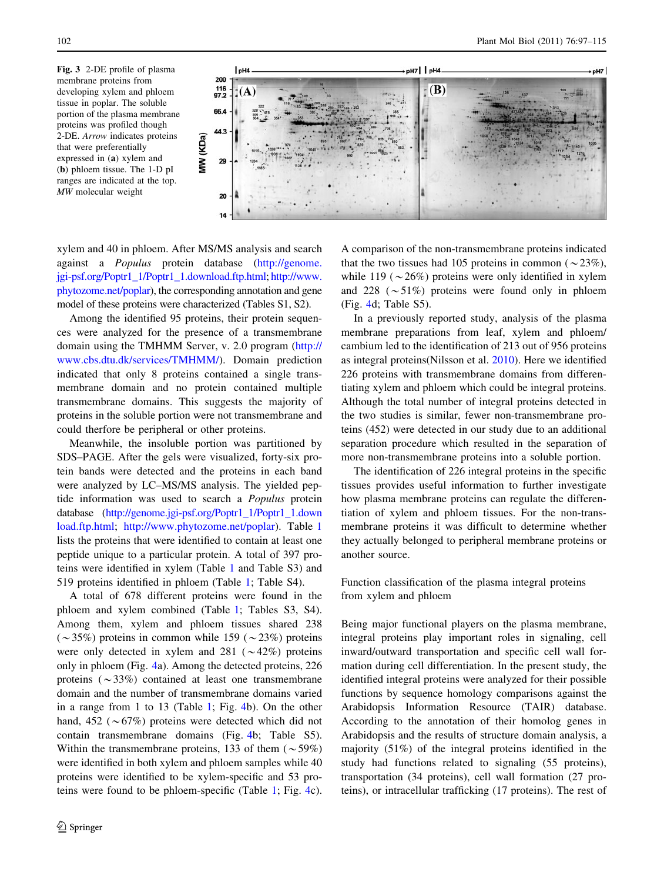**Fig. 3** 2-DE profile of plasma membrane proteins from developing xylem and phloem tissue in poplar. The soluble portion of the plasma membrane proteins was profiled though 2-DE. *Arrow* indicates proteins that were preferentially expressed in (**a**) xylem and (**b**) phloem tissue. The 1-D pI ranges are indicated at the top. *MW* molecular weight

xylem and 40 in phloem. After MS/MS analysis and search against a *Populus* protein database (http://genome.jgi-psf.org/Poptr1_1/Poptr1_1.download.ftp.html; http://www.phytozome.net/poplar), the corresponding annotation and gene model of these proteins were characterized (Tables S1, S2).

Among the identified 95 proteins, their protein sequences were analyzed for the presence of a transmembrane domain using the TMHMM Server, v. 2.0 program (http://www.cbs.dtu.dk/services/TMHMM/). Domain prediction indicated that only 8 proteins contained a single transmembrane domain and no protein contained multiple transmembrane domains. This suggests the majority of proteins in the soluble portion were not transmembrane and could therfore be peripheral or other proteins.

Meanwhile, the insoluble portion was partitioned by SDS–PAGE. After the gels were visualized, forty-six protein bands were detected and the proteins in each band were analyzed by LC–MS/MS analysis. The yielded peptide information was used to search a *Populus* protein database (http://genome.jgi-psf.org/Poptr1_1/Poptr1_1.download.ftp.html; http://www.phytozome.net/poplar). Table 1 lists the proteins that were identified to contain at least one peptide unique to a particular protein. A total of 397 proteins were identified in xylem (Table 1 and Table S3) and 519 proteins identified in phloem (Table 1; Table S4).

A total of 678 different proteins were found in the phloem and xylem combined (Table 1; Tables S3, S4). Among them, xylem and phloem tissues shared 238 (∼35%) proteins in common while 159 (∼23%) proteins were only detected in xylem and 281 (∼42%) proteins only in phloem (Fig. 4a). Among the detected proteins, 226 proteins (∼33%) contained at least one transmembrane domain and the number of transmembrane domains varied in a range from 1 to 13 (Table 1; Fig. 4b). On the other hand, 452 (∼67%) proteins were detected which did not contain transmembrane domains (Fig. 4b; Table S5). Within the transmembrane proteins, 133 of them (∼59%) were identified in both xylem and phloem samples while 40 proteins were identified to be xylem-specific and 53 proteins were found to be phloem-specific (Table 1; Fig. 4c). A comparison of the non-transmembrane proteins indicated that the two tissues had 105 proteins in common (∼23%), while 119 (∼26%) proteins were only identified in xylem and 228 (∼51%) proteins were found only in phloem (Fig. 4d; Table S5).

In a previously reported study, analysis of the plasma membrane preparations from leaf, xylem and phloem/cambium led to the identification of 213 out of 956 proteins as integral proteins(Nilsson et al. 2010). Here we identified 226 proteins with transmembrane domains from differentiating xylem and phloem which could be integral proteins. Although the total number of integral proteins detected in the two studies is similar, fewer non-transmembrane proteins (452) were detected in our study due to an additional separation procedure which resulted in the separation of more non-transmembrane proteins into a soluble portion.

The identification of 226 integral proteins in the specific tissues provides useful information to further investigate how plasma membrane proteins can regulate the differentiation of xylem and phloem tissues. For the non-transmembrane proteins it was difficult to determine whether they actually belonged to peripheral membrane proteins or another source.

## Function classification of the plasma integral proteins from xylem and phloem

Being major functional players on the plasma membrane, integral proteins play important roles in signaling, cell inward/outward transportation and specific cell wall formation during cell differentiation. In the present study, the identified integral proteins were analyzed for their possible functions by sequence homology comparisons against the Arabidopsis Information Resource (TAIR) database. According to the annotation of their homolog genes in Arabidopsis and the results of structure domain analysis, a majority (51%) of the integral proteins identified in the study had functions related to signaling (55 proteins), transportation (34 proteins), cell wall formation (27 proteins), or intracellular trafficking (17 proteins). The rest of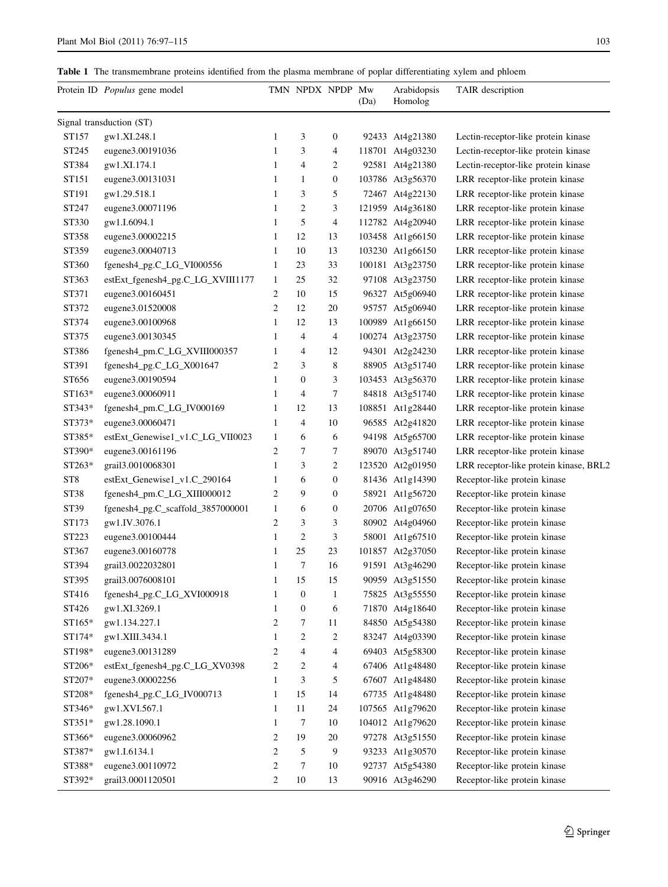**Table 1** The transmembrane proteins identified from the plasma membrane of poplar differentiating xylem and phloem

| Protein ID | *Populus* gene model | TMN | NPDX | NPDP | Mw (Da) | Arabidopsis Homolog | TAIR description |
|---|---|---|---|---|---|---|---|
| Signal transduction (ST) | | | | | | | |
| ST157 | gw1.XI.248.1 | 1 | 3 | 0 | 92433 | At4g21380 | Lectin-receptor-like protein kinase |
| ST245 | eugene3.00191036 | 1 | 3 | 4 | 118701 | At4g03230 | Lectin-receptor-like protein kinase |
| ST384 | gw1.XI.174.1 | 1 | 4 | 2 | 92581 | At4g21380 | Lectin-receptor-like protein kinase |
| ST151 | eugene3.00131031 | 1 | 1 | 0 | 103786 | At3g56370 | LRR receptor-like protein kinase |
| ST191 | gw1.29.518.1 | 1 | 3 | 5 | 72467 | At4g22130 | LRR receptor-like protein kinase |
| ST247 | eugene3.00071196 | 1 | 2 | 3 | 121959 | At4g36180 | LRR receptor-like protein kinase |
| ST330 | gw1.I.6094.1 | 1 | 5 | 4 | 112782 | At4g20940 | LRR receptor-like protein kinase |
| ST358 | eugene3.00002215 | 1 | 12 | 13 | 103458 | At1g66150 | LRR receptor-like protein kinase |
| ST359 | eugene3.00040713 | 1 | 10 | 13 | 103230 | At1g66150 | LRR receptor-like protein kinase |
| ST360 | fgenesh4_pg.C_LG_VI000556 | 1 | 23 | 33 | 100181 | At3g23750 | LRR receptor-like protein kinase |
| ST363 | estExt_fgenesh4_pg.C_LG_XVIII1177 | 1 | 25 | 32 | 97108 | At3g23750 | LRR receptor-like protein kinase |
| ST371 | eugene3.00160451 | 2 | 10 | 15 | 96327 | At5g06940 | LRR receptor-like protein kinase |
| ST372 | eugene3.01520008 | 2 | 12 | 20 | 95757 | At5g06940 | LRR receptor-like protein kinase |
| ST374 | eugene3.00100968 | 1 | 12 | 13 | 100989 | At1g66150 | LRR receptor-like protein kinase |
| ST375 | eugene3.00130345 | 1 | 4 | 4 | 100274 | At3g23750 | LRR receptor-like protein kinase |
| ST386 | fgenesh4_pm.C_LG_XVIII000357 | 1 | 4 | 12 | 94301 | At2g24230 | LRR receptor-like protein kinase |
| ST391 | fgenesh4_pg.C_LG_X001647 | 2 | 3 | 8 | 88905 | At3g51740 | LRR receptor-like protein kinase |
| ST656 | eugene3.00190594 | 1 | 0 | 3 | 103453 | At3g56370 | LRR receptor-like protein kinase |
| ST163* | eugene3.00060911 | 1 | 4 | 7 | 84818 | At3g51740 | LRR receptor-like protein kinase |
| ST343* | fgenesh4_pm.C_LG_IV000169 | 1 | 12 | 13 | 108851 | At1g28440 | LRR receptor-like protein kinase |
| ST373* | eugene3.00060471 | 1 | 4 | 10 | 96585 | At2g41820 | LRR receptor-like protein kinase |
| ST385* | estExt_Genewise1_v1.C_LG_VII0023 | 1 | 6 | 6 | 94198 | At5g65700 | LRR receptor-like protein kinase |
| ST390* | eugene3.00161196 | 2 | 7 | 7 | 89070 | At3g51740 | LRR receptor-like protein kinase |
| ST263* | grail3.0010068301 | 1 | 3 | 2 | 123520 | At2g01950 | LRR receptor-like protein kinase, BRL2 |
| ST8 | estExt_Genewise1_v1.C_290164 | 1 | 6 | 0 | 81436 | At1g14390 | Receptor-like protein kinase |
| ST38 | fgenesh4_pm.C_LG_XIII000012 | 2 | 9 | 0 | 58921 | At1g56720 | Receptor-like protein kinase |
| ST39 | fgenesh4_pg.C_scaffold_3857000001 | 1 | 6 | 0 | 20706 | At1g07650 | Receptor-like protein kinase |
| ST173 | gw1.IV.3076.1 | 2 | 3 | 3 | 80902 | At4g04960 | Receptor-like protein kinase |
| ST223 | eugene3.00100444 | 1 | 2 | 3 | 58001 | At1g67510 | Receptor-like protein kinase |
| ST367 | eugene3.00160778 | 1 | 25 | 23 | 101857 | At2g37050 | Receptor-like protein kinase |
| ST394 | grail3.0022032801 | 1 | 7 | 16 | 91591 | At3g46290 | Receptor-like protein kinase |
| ST395 | grail3.0076008101 | 1 | 15 | 15 | 90959 | At3g51550 | Receptor-like protein kinase |
| ST416 | fgenesh4_pg.C_LG_XVI000918 | 1 | 0 | 1 | 75825 | At3g55550 | Receptor-like protein kinase |
| ST426 | gw1.XI.3269.1 | 1 | 0 | 6 | 71870 | At4g18640 | Receptor-like protein kinase |
| ST165* | gw1.134.227.1 | 2 | 7 | 11 | 84850 | At5g54380 | Receptor-like protein kinase |
| ST174* | gw1.XIII.3434.1 | 1 | 2 | 2 | 83247 | At4g03390 | Receptor-like protein kinase |
| ST198* | eugene3.00131289 | 2 | 4 | 4 | 69403 | At5g58300 | Receptor-like protein kinase |
| ST206* | estExt_fgenesh4_pg.C_LG_XV0398 | 2 | 2 | 4 | 67406 | At1g48480 | Receptor-like protein kinase |
| ST207* | eugene3.00002256 | 1 | 3 | 5 | 67607 | At1g48480 | Receptor-like protein kinase |
| ST208* | fgenesh4_pg.C_LG_IV000713 | 1 | 15 | 14 | 67735 | At1g48480 | Receptor-like protein kinase |
| ST346* | gw1.XVI.567.1 | 1 | 11 | 24 | 107565 | At1g79620 | Receptor-like protein kinase |
| ST351* | gw1.28.1090.1 | 1 | 7 | 10 | 104012 | At1g79620 | Receptor-like protein kinase |
| ST366* | eugene3.00060962 | 2 | 19 | 20 | 97278 | At3g51550 | Receptor-like protein kinase |
| ST387* | gw1.I.6134.1 | 2 | 5 | 9 | 93233 | At1g30570 | Receptor-like protein kinase |
| ST388* | eugene3.00110972 | 2 | 7 | 10 | 92737 | At5g54380 | Receptor-like protein kinase |
| ST392* | grail3.0001120501 | 2 | 10 | 13 | 90916 | At3g46290 | Receptor-like protein kinase |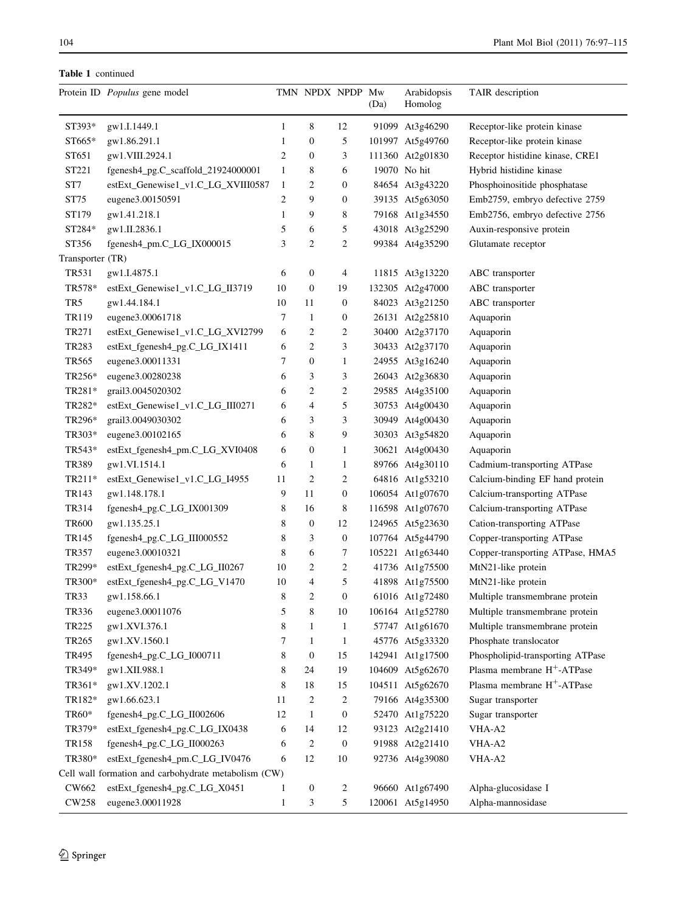**Table 1** continued

| Protein ID | *Populus* gene model | TMN | NPDX | NPDP | Mw (Da) | Arabidopsis Homolog | TAIR description |
|---|---|---|---|---|---|---|---|
| ST393* | gw1.I.1449.1 | 1 | 8 | 12 | 91099 | At3g46290 | Receptor-like protein kinase |
| ST665* | gw1.86.291.1 | 1 | 0 | 5 | 101997 | At5g49760 | Receptor-like protein kinase |
| ST651 | gw1.VIII.2924.1 | 2 | 0 | 3 | 111360 | At2g01830 | Receptor histidine kinase, CRE1 |
| ST221 | fgenesh4_pg.C_scaffold_21924000001 | 1 | 8 | 6 | 19070 | No hit | Hybrid histidine kinase |
| ST7 | estExt_Genewise1_v1.C_LG_XVIII0587 | 1 | 2 | 0 | 84654 | At3g43220 | Phosphoinositide phosphatase |
| ST75 | eugene3.00150591 | 2 | 9 | 0 | 39135 | At5g63050 | Emb2759, embryo defective 2759 |
| ST179 | gw1.41.218.1 | 1 | 9 | 8 | 79168 | At1g34550 | Emb2756, embryo defective 2756 |
| ST284* | gw1.II.2836.1 | 5 | 6 | 5 | 43018 | At3g25290 | Auxin-responsive protein |
| ST356 | fgenesh4_pm.C_LG_IX000015 | 3 | 2 | 2 | 99384 | At4g35290 | Glutamate receptor |
| Transporter (TR) | | | | | | | |
| TR531 | gw1.I.4875.1 | 6 | 0 | 4 | 11815 | At3g13220 | ABC transporter |
| TR578* | estExt_Genewise1_v1.C_LG_II3719 | 10 | 0 | 19 | 132305 | At2g47000 | ABC transporter |
| TR5 | gw1.44.184.1 | 10 | 11 | 0 | 84023 | At3g21250 | ABC transporter |
| TR119 | eugene3.00061718 | 7 | 1 | 0 | 26131 | At2g25810 | Aquaporin |
| TR271 | estExt_Genewise1_v1.C_LG_XVI2799 | 6 | 2 | 2 | 30400 | At2g37170 | Aquaporin |
| TR283 | estExt_fgenesh4_pg.C_LG_IX1411 | 6 | 2 | 3 | 30433 | At2g37170 | Aquaporin |
| TR565 | eugene3.00011331 | 7 | 0 | 1 | 24955 | At3g16240 | Aquaporin |
| TR256* | eugene3.00280238 | 6 | 3 | 3 | 26043 | At2g36830 | Aquaporin |
| TR281* | grail3.0045020302 | 6 | 2 | 2 | 29585 | At4g35100 | Aquaporin |
| TR282* | estExt_Genewise1_v1.C_LG_III0271 | 6 | 4 | 5 | 30753 | At4g00430 | Aquaporin |
| TR296* | grail3.0049030302 | 6 | 3 | 3 | 30949 | At4g00430 | Aquaporin |
| TR303* | eugene3.00102165 | 6 | 8 | 9 | 30303 | At3g54820 | Aquaporin |
| TR543* | estExt_fgenesh4_pm.C_LG_XVI0408 | 6 | 0 | 1 | 30621 | At4g00430 | Aquaporin |
| TR389 | gw1.VI.1514.1 | 6 | 1 | 1 | 89766 | At4g30110 | Cadmium-transporting ATPase |
| TR211* | estExt_Genewise1_v1.C_LG_I4955 | 11 | 2 | 2 | 64816 | At1g53210 | Calcium-binding EF hand protein |
| TR143 | gw1.148.178.1 | 9 | 11 | 0 | 106054 | At1g07670 | Calcium-transporting ATPase |
| TR314 | fgenesh4_pg.C_LG_IX001309 | 8 | 16 | 8 | 116598 | At1g07670 | Calcium-transporting ATPase |
| TR600 | gw1.135.25.1 | 8 | 0 | 12 | 124965 | At5g23630 | Cation-transporting ATPase |
| TR145 | fgenesh4_pg.C_LG_III000552 | 8 | 3 | 0 | 107764 | At5g44790 | Copper-transporting ATPase |
| TR357 | eugene3.00010321 | 8 | 6 | 7 | 105221 | At1g63440 | Copper-transporting ATPase, HMA5 |
| TR299* | estExt_fgenesh4_pg.C_LG_II0267 | 10 | 2 | 2 | 41736 | At1g75500 | MtN21-like protein |
| TR300* | estExt_fgenesh4_pg.C_LG_V1470 | 10 | 4 | 5 | 41898 | At1g75500 | MtN21-like protein |
| TR33 | gw1.158.66.1 | 8 | 2 | 0 | 61016 | At1g72480 | Multiple transmembrane protein |
| TR336 | eugene3.00011076 | 5 | 8 | 10 | 106164 | At1g52780 | Multiple transmembrane protein |
| TR225 | gw1.XVI.376.1 | 8 | 1 | 1 | 57747 | At1g61670 | Multiple transmembrane protein |
| TR265 | gw1.XV.1560.1 | 7 | 1 | 1 | 45776 | At5g33320 | Phosphate translocator |
| TR495 | fgenesh4_pg.C_LG_I000711 | 8 | 0 | 15 | 142941 | At1g17500 | Phospholipid-transporting ATPase |
| TR349* | gw1.XII.988.1 | 8 | 24 | 19 | 104609 | At5g62670 | Plasma membrane $H^+$-ATPase |
| TR361* | gw1.XV.1202.1 | 8 | 18 | 15 | 104511 | At5g62670 | Plasma membrane $H^+$-ATPase |
| TR182* | gw1.66.623.1 | 11 | 2 | 2 | 79166 | At4g35300 | Sugar transporter |
| TR60* | fgenesh4_pg.C_LG_II002606 | 12 | 1 | 0 | 52470 | At1g75220 | Sugar transporter |
| TR379* | estExt_fgenesh4_pg.C_LG_IX0438 | 6 | 14 | 12 | 93123 | At2g21410 | VHA-A2 |
| TR158 | fgenesh4_pg.C_LG_II000263 | 6 | 2 | 0 | 91988 | At2g21410 | VHA-A2 |
| TR380* | estExt_fgenesh4_pm.C_LG_IV0476 | 6 | 12 | 10 | 92736 | At4g39080 | VHA-A2 |
| Cell wall formation and carbohydrate metabolism (CW) | | | | | | | |
| CW662 | estExt_fgenesh4_pg.C_LG_X0451 | 1 | 0 | 2 | 96660 | At1g67490 | Alpha-glucosidase I |
| CW258 | eugene3.00011928 | 1 | 3 | 5 | 120061 | At5g14950 | Alpha-mannosidase |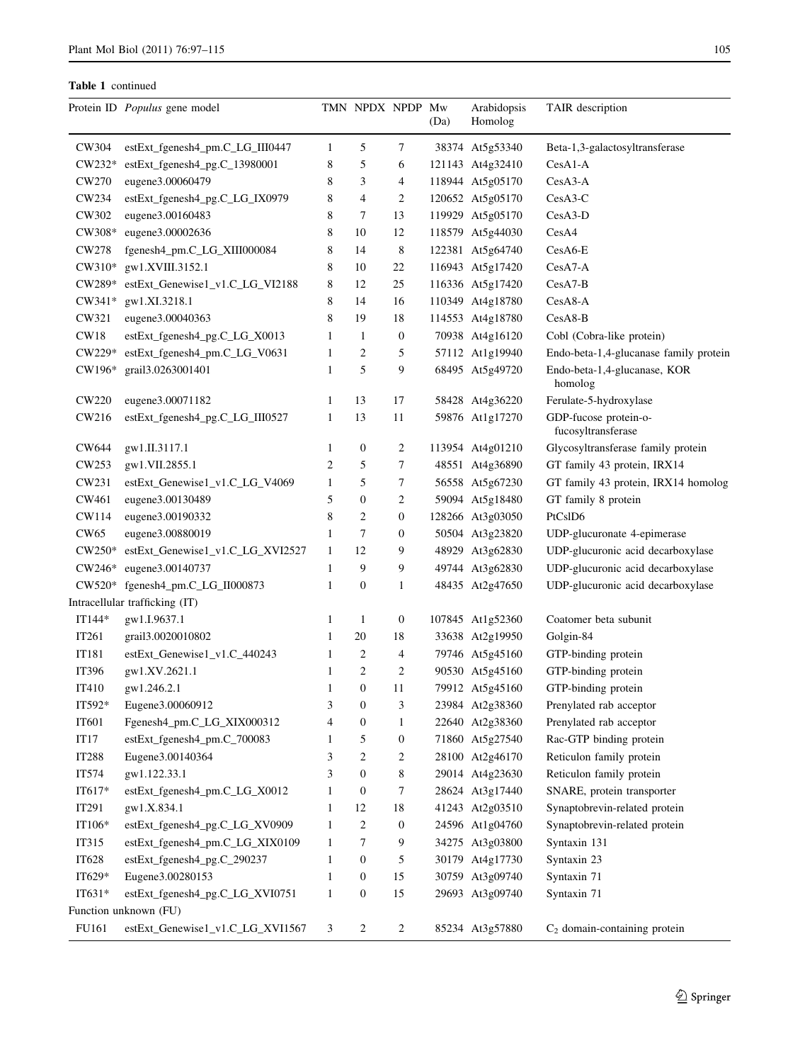**Table 1** continued

| Protein ID | *Populus* gene model | TMN | NPDX | NPDP | Mw (Da) | Arabidopsis Homolog | TAIR description |
|---|---|---|---|---|---|---|---|
| CW304 | estExt_fgenesh4_pm.C_LG_III0447 | 1 | 5 | 7 | 38374 | At5g53340 | Beta-1,3-galactosyltransferase |
| CW232* | estExt_fgenesh4_pg.C_13980001 | 8 | 5 | 6 | 121143 | At4g32410 | CesA1-A |
| CW270 | eugene3.00060479 | 8 | 3 | 4 | 118944 | At5g05170 | CesA3-A |
| CW234 | estExt_fgenesh4_pg.C_LG_IX0979 | 8 | 4 | 2 | 120652 | At5g05170 | CesA3-C |
| CW302 | eugene3.00160483 | 8 | 7 | 13 | 119929 | At5g05170 | CesA3-D |
| CW308* | eugene3.00002636 | 8 | 10 | 12 | 118579 | At5g44030 | CesA4 |
| CW278 | fgenesh4_pm.C_LG_XIII000084 | 8 | 14 | 8 | 122381 | At5g64740 | CesA6-E |
| CW310* | gw1.XVIII.3152.1 | 8 | 10 | 22 | 116943 | At5g17420 | CesA7-A |
| CW289* | estExt_Genewise1_v1.C_LG_VI2188 | 8 | 12 | 25 | 116336 | At5g17420 | CesA7-B |
| CW341* | gw1.XI.3218.1 | 8 | 14 | 16 | 110349 | At4g18780 | CesA8-A |
| CW321 | eugene3.00040363 | 8 | 19 | 18 | 114553 | At4g18780 | CesA8-B |
| CW18 | estExt_fgenesh4_pg.C_LG_X0013 | 1 | 1 | 0 | 70938 | At4g16120 | Cobl (Cobra-like protein) |
| CW229* | estExt_fgenesh4_pm.C_LG_V0631 | 1 | 2 | 5 | 57112 | At1g19940 | Endo-beta-1,4-glucanase family protein |
| CW196* | grail3.0263001401 | 1 | 5 | 9 | 68495 | At5g49720 | Endo-beta-1,4-glucanase, KOR homolog |
| CW220 | eugene3.00071182 | 1 | 13 | 17 | 58428 | At4g36220 | Ferulate-5-hydroxylase |
| CW216 | estExt_fgenesh4_pg.C_LG_III0527 | 1 | 13 | 11 | 59876 | At1g17270 | GDP-fucose protein-o-fucosyltransferase |
| CW644 | gw1.II.3117.1 | 1 | 0 | 2 | 113954 | At4g01210 | Glycosyltransferase family protein |
| CW253 | gw1.VII.2855.1 | 2 | 5 | 7 | 48551 | At4g36890 | GT family 43 protein, IRX14 |
| CW231 | estExt_Genewise1_v1.C_LG_V4069 | 1 | 5 | 7 | 56558 | At5g67230 | GT family 43 protein, IRX14 homolog |
| CW461 | eugene3.00130489 | 5 | 0 | 2 | 59094 | At5g18480 | GT family 8 protein |
| CW114 | eugene3.00190332 | 8 | 2 | 0 | 128266 | At3g03050 | PtCslD6 |
| CW65 | eugene3.00880019 | 1 | 7 | 0 | 50504 | At3g23820 | UDP-glucuronate 4-epimerase |
| CW250* | estExt_Genewise1_v1.C_LG_XVI2527 | 1 | 12 | 9 | 48929 | At3g62830 | UDP-glucuronic acid decarboxylase |
| CW246* | eugene3.00140737 | 1 | 9 | 9 | 49744 | At3g62830 | UDP-glucuronic acid decarboxylase |
| CW520* | fgenesh4_pm.C_LG_II000873 | 1 | 0 | 1 | 48435 | At2g47650 | UDP-glucuronic acid decarboxylase |
| Intracellular trafficking (IT) | | | | | | | |
| IT144* | gw1.I.9637.1 | 1 | 1 | 0 | 107845 | At1g52360 | Coatomer beta subunit |
| IT261 | grail3.0020010802 | 1 | 20 | 18 | 33638 | At2g19950 | Golgin-84 |
| IT181 | estExt_Genewise1_v1.C_440243 | 1 | 2 | 4 | 79746 | At5g45160 | GTP-binding protein |
| IT396 | gw1.XV.2621.1 | 1 | 2 | 2 | 90530 | At5g45160 | GTP-binding protein |
| IT410 | gw1.246.2.1 | 1 | 0 | 11 | 79912 | At5g45160 | GTP-binding protein |
| IT592* | Eugene3.00060912 | 3 | 0 | 3 | 23984 | At2g38360 | Prenylated rab acceptor |
| IT601 | Fgenesh4_pm.C_LG_XIX000312 | 4 | 0 | 1 | 22640 | At2g38360 | Prenylated rab acceptor |
| IT17 | estExt_fgenesh4_pm.C_700083 | 1 | 5 | 0 | 71860 | At5g27540 | Rac-GTP binding protein |
| IT288 | Eugene3.00140364 | 3 | 2 | 2 | 28100 | At2g46170 | Reticulon family protein |
| IT574 | gw1.122.33.1 | 3 | 0 | 8 | 29014 | At4g23630 | Reticulon family protein |
| IT617* | estExt_fgenesh4_pm.C_LG_X0012 | 1 | 0 | 7 | 28624 | At3g17440 | SNARE, protein transporter |
| IT291 | gw1.X.834.1 | 1 | 12 | 18 | 41243 | At2g03510 | Synaptobrevin-related protein |
| IT106* | estExt_fgenesh4_pg.C_LG_XV0909 | 1 | 2 | 0 | 24596 | At1g04760 | Synaptobrevin-related protein |
| IT315 | estExt_fgenesh4_pm.C_LG_XIX0109 | 1 | 7 | 9 | 34275 | At3g03800 | Syntaxin 131 |
| IT628 | estExt_fgenesh4_pg.C_290237 | 1 | 0 | 5 | 30179 | At4g17730 | Syntaxin 23 |
| IT629* | Eugene3.00280153 | 1 | 0 | 15 | 30759 | At3g09740 | Syntaxin 71 |
| IT631* | estExt_fgenesh4_pg.C_LG_XVI0751 | 1 | 0 | 15 | 29693 | At3g09740 | Syntaxin 71 |
| Function unknown (FU) | | | | | | | |
| FU161 | estExt_Genewise1_v1.C_LG_XVI1567 | 3 | 2 | 2 | 85234 | At3g57880 | $C_2$ domain-containing protein |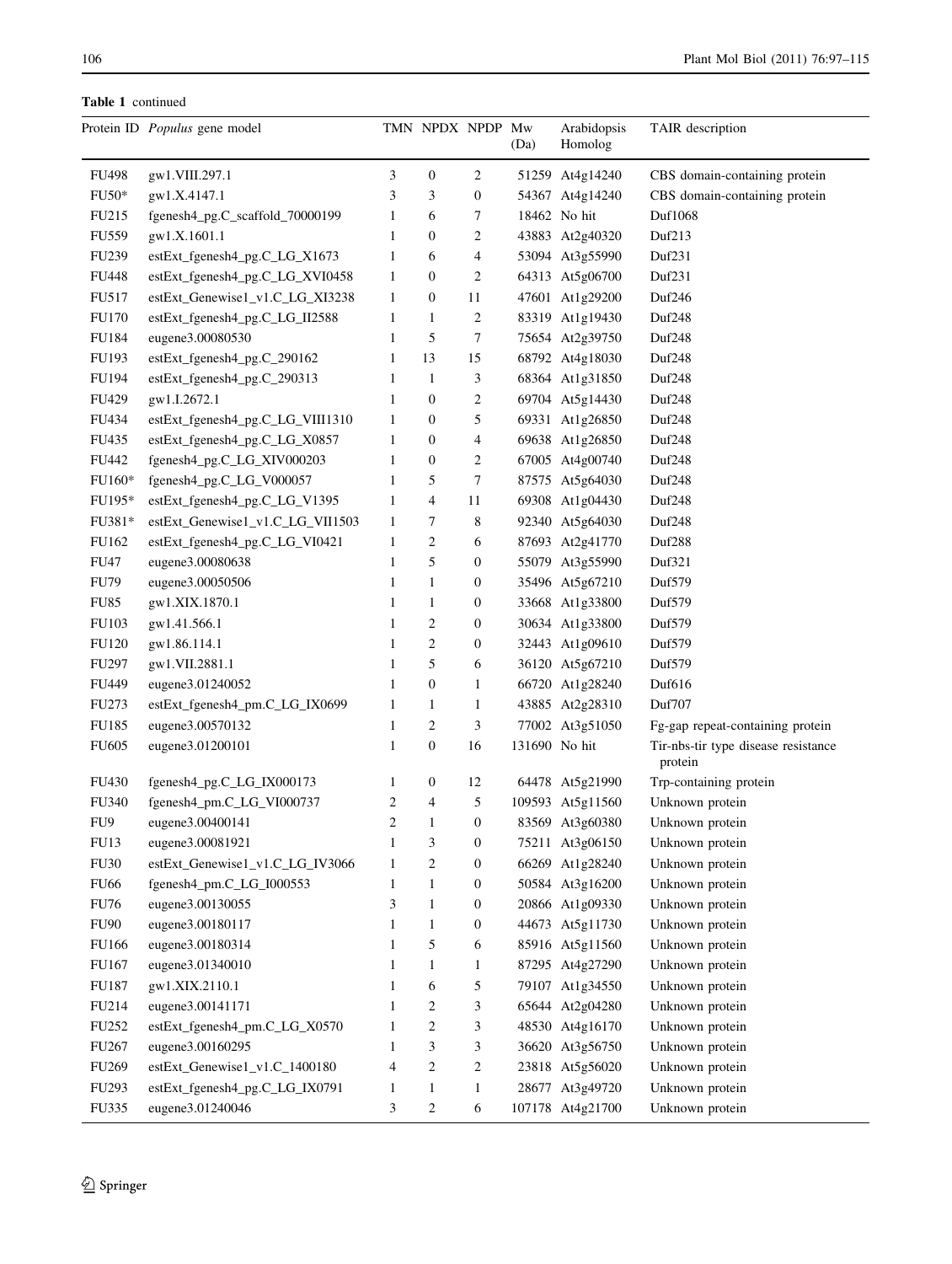**Table 1** continued

| Protein ID | *Populus* gene model | TMN | NPDX | NPDP | Mw (Da) | Arabidopsis Homolog | TAIR description |
|---|---|---|---|---|---|---|---|
| FU498 | gw1.VIII.297.1 | 3 | 0 | 2 | 51259 | At4g14240 | CBS domain-containing protein |
| FU50* | gw1.X.4147.1 | 3 | 3 | 0 | 54367 | At4g14240 | CBS domain-containing protein |
| FU215 | fgenesh4_pg.C_scaffold_70000199 | 1 | 6 | 7 | 18462 | No hit | Duf1068 |
| FU559 | gw1.X.1601.1 | 1 | 0 | 2 | 43883 | At2g40320 | Duf213 |
| FU239 | estExt_fgenesh4_pg.C_LG_X1673 | 1 | 6 | 4 | 53094 | At3g55990 | Duf231 |
| FU448 | estExt_fgenesh4_pg.C_LG_XVI0458 | 1 | 0 | 2 | 64313 | At5g06700 | Duf231 |
| FU517 | estExt_Genewise1_v1.C_LG_XI3238 | 1 | 0 | 11 | 47601 | At1g29200 | Duf246 |
| FU170 | estExt_fgenesh4_pg.C_LG_II2588 | 1 | 1 | 2 | 83319 | At1g19430 | Duf248 |
| FU184 | eugene3.00080530 | 1 | 5 | 7 | 75654 | At2g39750 | Duf248 |
| FU193 | estExt_fgenesh4_pg.C_290162 | 1 | 13 | 15 | 68792 | At4g18030 | Duf248 |
| FU194 | estExt_fgenesh4_pg.C_290313 | 1 | 1 | 3 | 68364 | At1g31850 | Duf248 |
| FU429 | gw1.I.2672.1 | 1 | 0 | 2 | 69704 | At5g14430 | Duf248 |
| FU434 | estExt_fgenesh4_pg.C_LG_VIII1310 | 1 | 0 | 5 | 69331 | At1g26850 | Duf248 |
| FU435 | estExt_fgenesh4_pg.C_LG_X0857 | 1 | 0 | 4 | 69638 | At1g26850 | Duf248 |
| FU442 | fgenesh4_pg.C_LG_XIV000203 | 1 | 0 | 2 | 67005 | At4g00740 | Duf248 |
| FU160* | fgenesh4_pg.C_LG_V000057 | 1 | 5 | 7 | 87575 | At5g64030 | Duf248 |
| FU195* | estExt_fgenesh4_pg.C_LG_V1395 | 1 | 4 | 11 | 69308 | At1g04430 | Duf248 |
| FU381* | estExt_Genewise1_v1.C_LG_VII1503 | 1 | 7 | 8 | 92340 | At5g64030 | Duf248 |
| FU162 | estExt_fgenesh4_pg.C_LG_VI0421 | 1 | 2 | 6 | 87693 | At2g41770 | Duf288 |
| FU47 | eugene3.00080638 | 1 | 5 | 0 | 55079 | At3g55990 | Duf321 |
| FU79 | eugene3.00050506 | 1 | 1 | 0 | 35496 | At5g67210 | Duf579 |
| FU85 | gw1.XIX.1870.1 | 1 | 1 | 0 | 33668 | At1g33800 | Duf579 |
| FU103 | gw1.41.566.1 | 1 | 2 | 0 | 30634 | At1g33800 | Duf579 |
| FU120 | gw1.86.114.1 | 1 | 2 | 0 | 32443 | At1g09610 | Duf579 |
| FU297 | gw1.VII.2881.1 | 1 | 5 | 6 | 36120 | At5g67210 | Duf579 |
| FU449 | eugene3.01240052 | 1 | 0 | 1 | 66720 | At1g28240 | Duf616 |
| FU273 | estExt_fgenesh4_pm.C_LG_IX0699 | 1 | 1 | 1 | 43885 | At2g28310 | Duf707 |
| FU185 | eugene3.00570132 | 1 | 2 | 3 | 77002 | At3g51050 | Fg-gap repeat-containing protein |
| FU605 | eugene3.01200101 | 1 | 0 | 16 | 131690 | No hit | Tir-nbs-tir type disease resistance protein |
| FU430 | fgenesh4_pg.C_LG_IX000173 | 1 | 0 | 12 | 64478 | At5g21990 | Trp-containing protein |
| FU340 | fgenesh4_pm.C_LG_VI000737 | 2 | 4 | 5 | 109593 | At5g11560 | Unknown protein |
| FU9 | eugene3.00400141 | 2 | 1 | 0 | 83569 | At3g60380 | Unknown protein |
| FU13 | eugene3.00081921 | 1 | 3 | 0 | 75211 | At3g06150 | Unknown protein |
| FU30 | estExt_Genewise1_v1.C_LG_IV3066 | 1 | 2 | 0 | 66269 | At1g28240 | Unknown protein |
| FU66 | fgenesh4_pm.C_LG_I000553 | 1 | 1 | 0 | 50584 | At3g16200 | Unknown protein |
| FU76 | eugene3.00130055 | 3 | 1 | 0 | 20866 | At1g09330 | Unknown protein |
| FU90 | eugene3.00180117 | 1 | 1 | 0 | 44673 | At5g11730 | Unknown protein |
| FU166 | eugene3.00180314 | 1 | 5 | 6 | 85916 | At5g11560 | Unknown protein |
| FU167 | eugene3.01340010 | 1 | 1 | 1 | 87295 | At4g27290 | Unknown protein |
| FU187 | gw1.XIX.2110.1 | 1 | 6 | 5 | 79107 | At1g34550 | Unknown protein |
| FU214 | eugene3.00141171 | 1 | 2 | 3 | 65644 | At2g04280 | Unknown protein |
| FU252 | estExt_fgenesh4_pm.C_LG_X0570 | 1 | 2 | 3 | 48530 | At4g16170 | Unknown protein |
| FU267 | eugene3.00160295 | 1 | 3 | 3 | 36620 | At3g56750 | Unknown protein |
| FU269 | estExt_Genewise1_v1.C_1400180 | 4 | 2 | 2 | 23818 | At5g56020 | Unknown protein |
| FU293 | estExt_fgenesh4_pg.C_LG_IX0791 | 1 | 1 | 1 | 28677 | At3g49720 | Unknown protein |
| FU335 | eugene3.01240046 | 3 | 2 | 6 | 107178 | At4g21700 | Unknown protein |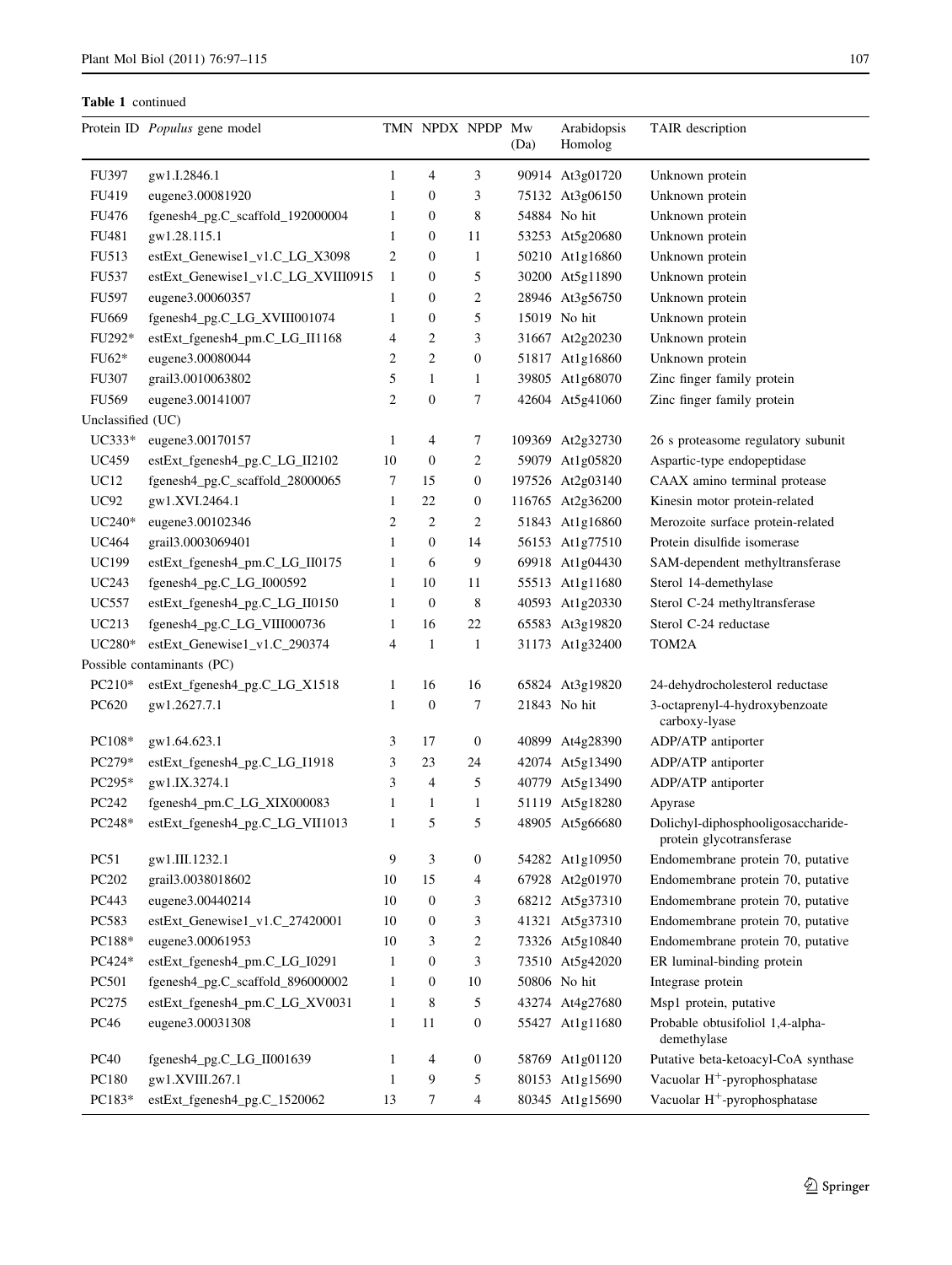**Table 1** continued

| Protein ID | *Populus* gene model | TMN | NPDX | NPDP | Mw (Da) | Arabidopsis Homolog | TAIR description |
|---|---|---|---|---|---|---|---|
| FU397 | gw1.I.2846.1 | 1 | 4 | 3 | 90914 | At3g01720 | Unknown protein |
| FU419 | eugene3.00081920 | 1 | 0 | 3 | 75132 | At3g06150 | Unknown protein |
| FU476 | fgenesh4_pg.C_scaffold_192000004 | 1 | 0 | 8 | 54884 | No hit | Unknown protein |
| FU481 | gw1.28.115.1 | 1 | 0 | 11 | 53253 | At5g20680 | Unknown protein |
| FU513 | estExt_Genewise1_v1.C_LG_X3098 | 2 | 0 | 1 | 50210 | At1g16860 | Unknown protein |
| FU537 | estExt_Genewise1_v1.C_LG_XVIII0915 | 1 | 0 | 5 | 30200 | At5g11890 | Unknown protein |
| FU597 | eugene3.00060357 | 1 | 0 | 2 | 28946 | At3g56750 | Unknown protein |
| FU669 | fgenesh4_pg.C_LG_XVIII001074 | 1 | 0 | 5 | 15019 | No hit | Unknown protein |
| FU292* | estExt_fgenesh4_pm.C_LG_II1168 | 4 | 2 | 3 | 31667 | At2g20230 | Unknown protein |
| FU62* | eugene3.00080044 | 2 | 2 | 0 | 51817 | At1g16860 | Unknown protein |
| FU307 | grail3.0010063802 | 5 | 1 | 1 | 39805 | At1g68070 | Zinc finger family protein |
| FU569 | eugene3.00141007 | 2 | 0 | 7 | 42604 | At5g41060 | Zinc finger family protein |
| Unclassified (UC) | | | | | | | |
| UC333* | eugene3.00170157 | 1 | 4 | 7 | 109369 | At2g32730 | 26 s proteasome regulatory subunit |
| UC459 | estExt_fgenesh4_pg.C_LG_II2102 | 10 | 0 | 2 | 59079 | At1g05820 | Aspartic-type endopeptidase |
| UC12 | fgenesh4_pg.C_scaffold_28000065 | 7 | 15 | 0 | 197526 | At2g03140 | CAAX amino terminal protease |
| UC92 | gw1.XVI.2464.1 | 1 | 22 | 0 | 116765 | At2g36200 | Kinesin motor protein-related |
| UC240* | eugene3.00102346 | 2 | 2 | 2 | 51843 | At1g16860 | Merozoite surface protein-related |
| UC464 | grail3.0003069401 | 1 | 0 | 14 | 56153 | At1g77510 | Protein disulfide isomerase |
| UC199 | estExt_fgenesh4_pm.C_LG_II0175 | 1 | 6 | 9 | 69918 | At1g04430 | SAM-dependent methyltransferase |
| UC243 | fgenesh4_pg.C_LG_I000592 | 1 | 10 | 11 | 55513 | At1g11680 | Sterol 14-demethylase |
| UC557 | estExt_fgenesh4_pg.C_LG_II0150 | 1 | 0 | 8 | 40593 | At1g20330 | Sterol C-24 methyltransferase |
| UC213 | fgenesh4_pg.C_LG_VIII000736 | 1 | 16 | 22 | 65583 | At3g19820 | Sterol C-24 reductase |
| UC280* | estExt_Genewise1_v1.C_290374 | 4 | 1 | 1 | 31173 | At1g32400 | TOM2A |
| Possible contaminants (PC) | | | | | | | |
| PC210* | estExt_fgenesh4_pg.C_LG_X1518 | 1 | 16 | 16 | 65824 | At3g19820 | 24-dehydrocholesterol reductase |
| PC620 | gw1.2627.7.1 | 1 | 0 | 7 | 21843 | No hit | 3-octaprenyl-4-hydroxybenzoate carboxy-lyase |
| PC108* | gw1.64.623.1 | 3 | 17 | 0 | 40899 | At4g28390 | ADP/ATP antiporter |
| PC279* | estExt_fgenesh4_pg.C_LG_I1918 | 3 | 23 | 24 | 42074 | At5g13490 | ADP/ATP antiporter |
| PC295* | gw1.IX.3274.1 | 3 | 4 | 5 | 40779 | At5g13490 | ADP/ATP antiporter |
| PC242 | fgenesh4_pm.C_LG_XIX000083 | 1 | 1 | 1 | 51119 | At5g18280 | Apyrase |
| PC248* | estExt_fgenesh4_pg.C_LG_VII1013 | 1 | 5 | 5 | 48905 | At5g66680 | Dolichyl-diphosphooligosaccharide-protein glycotransferase |
| PC51 | gw1.III.1232.1 | 9 | 3 | 0 | 54282 | At1g10950 | Endomembrane protein 70, putative |
| PC202 | grail3.0038018602 | 10 | 15 | 4 | 67928 | At2g01970 | Endomembrane protein 70, putative |
| PC443 | eugene3.00440214 | 10 | 0 | 3 | 68212 | At5g37310 | Endomembrane protein 70, putative |
| PC583 | estExt_Genewise1_v1.C_27420001 | 10 | 0 | 3 | 41321 | At5g37310 | Endomembrane protein 70, putative |
| PC188* | eugene3.00061953 | 10 | 3 | 2 | 73326 | At5g10840 | Endomembrane protein 70, putative |
| PC424* | estExt_fgenesh4_pm.C_LG_I0291 | 1 | 0 | 3 | 73510 | At5g42020 | ER luminal-binding protein |
| PC501 | fgenesh4_pg.C_scaffold_896000002 | 1 | 0 | 10 | 50806 | No hit | Integrase protein |
| PC275 | estExt_fgenesh4_pm.C_LG_XV0031 | 1 | 8 | 5 | 43274 | At4g27680 | Msp1 protein, putative |
| PC46 | eugene3.00031308 | 1 | 11 | 0 | 55427 | At1g11680 | Probable obtusifoliol 1,4-alpha-demethylase |
| PC40 | fgenesh4_pg.C_LG_II001639 | 1 | 4 | 0 | 58769 | At1g01120 | Putative beta-ketoacyl-CoA synthase |
| PC180 | gw1.XVIII.267.1 | 1 | 9 | 5 | 80153 | At1g15690 | Vacuolar $H^+$-pyrophosphatase |
| PC183* | estExt_fgenesh4_pg.C_1520062 | 13 | 7 | 4 | 80345 | At1g15690 | Vacuolar $H^+$-pyrophosphatase |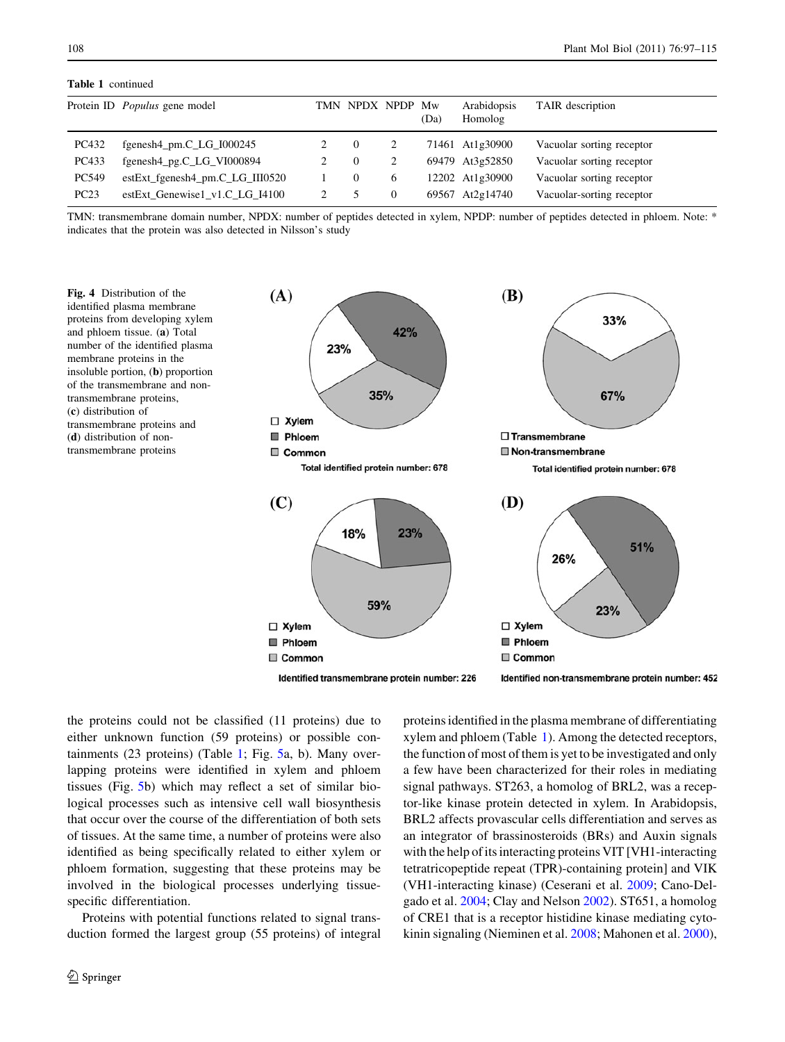**Table 1** continued

| Protein ID | *Populus* gene model | TMN | NPDX | NPDP | Mw (Da) | Arabidopsis Homolog | TAIR description |
|---|---|---|---|---|---|---|---|
| PC432 | fgenesh4_pm.C_LG_I000245 | 2 | 0 | 2 | 71461 | At1g30900 | Vacuolar sorting receptor |
| PC433 | fgenesh4_pg.C_LG_VI000894 | 2 | 0 | 2 | 69479 | At3g52850 | Vacuolar sorting receptor |
| PC549 | estExt_fgenesh4_pm.C_LG_III0520 | 1 | 0 | 6 | 12202 | At1g30900 | Vacuolar sorting receptor |
| PC23 | estExt_Genewise1_v1.C_LG_I4100 | 2 | 5 | 0 | 69567 | At2g14740 | Vacuolar-sorting receptor |

TMN: transmembrane domain number, NPDX: number of peptides detected in xylem, NPDP: number of peptides detected in phloem. Note: * indicates that the protein was also detected in Nilsson's study

**Fig. 4** Distribution of the identified plasma membrane proteins from developing xylem and phloem tissue. (**a**) Total number of the identified plasma membrane proteins in the insoluble portion, (**b**) proportion of the transmembrane and non-transmembrane proteins, (**c**) distribution of transmembrane proteins and (**d**) distribution of non-transmembrane proteins

the proteins could not be classified (11 proteins) due to either unknown function (59 proteins) or possible containments (23 proteins) (Table 1; Fig. 5a, b). Many overlapping proteins were identified in xylem and phloem tissues (Fig. 5b) which may reflect a set of similar biological processes such as intensive cell wall biosynthesis that occur over the course of the differentiation of both sets of tissues. At the same time, a number of proteins were also identified as being specifically related to either xylem or phloem formation, suggesting that these proteins may be involved in the biological processes underlying tissue-specific differentiation.

Proteins with potential functions related to signal transduction formed the largest group (55 proteins) of integral proteins identified in the plasma membrane of differentiating xylem and phloem (Table 1). Among the detected receptors, the function of most of them is yet to be investigated and only a few have been characterized for their roles in mediating signal pathways. ST263, a homolog of BRL2, was a receptor-like kinase protein detected in xylem. In Arabidopsis, BRL2 affects provascular cells differentiation and serves as an integrator of brassinosteroids (BRs) and Auxin signals with the help of its interacting proteins VIT [VH1-interacting tetratricopeptide repeat (TPR)-containing protein] and VIK (VH1-interacting kinase) (Ceserani et al. 2009; Cano-Delgado et al. 2004; Clay and Nelson 2002). ST651, a homolog of CRE1 that is a receptor histidine kinase mediating cytokinin signaling (Nieminen et al. 2008; Mahonen et al. 2000),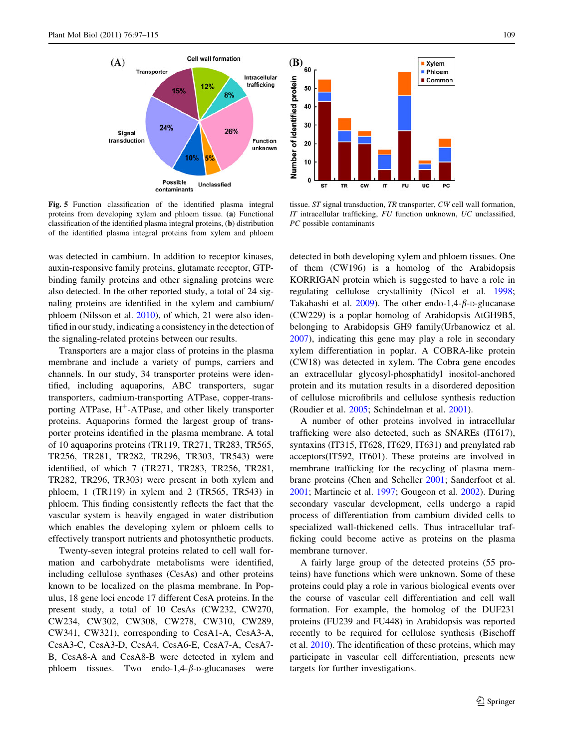**Fig. 5** Function classification of the identified plasma integral proteins from developing xylem and phloem tissue. (**a**) Functional classification of the identified plasma integral proteins, (**b**) distribution of the identified plasma integral proteins from xylem and phloem tissue. *ST* signal transduction, *TR* transporter, *CW* cell wall formation, *IT* intracellular trafficking, *FU* function unknown, *UC* unclassified, *PC* possible contaminants

was detected in cambium. In addition to receptor kinases, auxin-responsive family proteins, glutamate receptor, GTP-binding family proteins and other signaling proteins were also detected. In the other reported study, a total of 24 signaling proteins are identified in the xylem and cambium/phloem (Nilsson et al. 2010), of which, 21 were also identified in our study, indicating a consistency in the detection of the signaling-related proteins between our results.

Transporters are a major class of proteins in the plasma membrane and include a variety of pumps, carriers and channels. In our study, 34 transporter proteins were identified, including aquaporins, ABC transporters, sugar transporters, cadmium-transporting ATPase, copper-transporting ATPase, $H^+$-ATPase, and other likely transporter proteins. Aquaporins formed the largest group of transporter proteins identified in the plasma membrane. A total of 10 aquaporins proteins (TR119, TR271, TR283, TR565, TR256, TR281, TR282, TR296, TR303, TR543) were identified, of which 7 (TR271, TR283, TR256, TR281, TR282, TR296, TR303) were present in both xylem and phloem, 1 (TR119) in xylem and 2 (TR565, TR543) in phloem. This finding consistently reflects the fact that the vascular system is heavily engaged in water distribution which enables the developing xylem or phloem cells to effectively transport nutrients and photosynthetic products.

Twenty-seven integral proteins related to cell wall formation and carbohydrate metabolisms were identified, including cellulose synthases (CesAs) and other proteins known to be localized on the plasma membrane. In Populus, 18 gene loci encode 17 different CesA proteins. In the present study, a total of 10 CesAs (CW232, CW270, CW234, CW302, CW308, CW278, CW310, CW289, CW341, CW321), corresponding to CesA1-A, CesA3-A, CesA3-C, CesA3-D, CesA4, CesA6-E, CesA7-A, CesA7-B, CesA8-A and CesA8-B were detected in xylem and phloem tissues. Two endo-1,4-$\beta$-D-glucanases were detected in both developing xylem and phloem tissues. One of them (CW196) is a homolog of the Arabidopsis KORRIGAN protein which is suggested to have a role in regulating cellulose crystallinity (Nicol et al. 1998; Takahashi et al. 2009). The other endo-1,4-$\beta$-D-glucanase (CW229) is a poplar homolog of Arabidopsis AtGH9B5, belonging to Arabidopsis GH9 family(Urbanowicz et al. 2007), indicating this gene may play a role in secondary xylem differentiation in poplar. A COBRA-like protein (CW18) was detected in xylem. The Cobra gene encodes an extracellular glycosyl-phosphatidyl inositol-anchored protein and its mutation results in a disordered deposition of cellulose microfibrils and cellulose synthesis reduction (Roudier et al. 2005; Schindelman et al. 2001).

A number of other proteins involved in intracellular trafficking were also detected, such as SNAREs (IT617), syntaxins (IT315, IT628, IT629, IT631) and prenylated rab acceptors(IT592, IT601). These proteins are involved in membrane trafficking for the recycling of plasma membrane proteins (Chen and Scheller 2001; Sanderfoot et al. 2001; Martincic et al. 1997; Gougeon et al. 2002). During secondary vascular development, cells undergo a rapid process of differentiation from cambium divided cells to specialized wall-thickened cells. Thus intracellular trafficking could become active as proteins on the plasma membrane turnover.

A fairly large group of the detected proteins (55 proteins) have functions which were unknown. Some of these proteins could play a role in various biological events over the course of vascular cell differentiation and cell wall formation. For example, the homolog of the DUF231 proteins (FU239 and FU448) in Arabidopsis was reported recently to be required for cellulose synthesis (Bischoff et al. 2010). The identification of these proteins, which may participate in vascular cell differentiation, presents new targets for further investigations.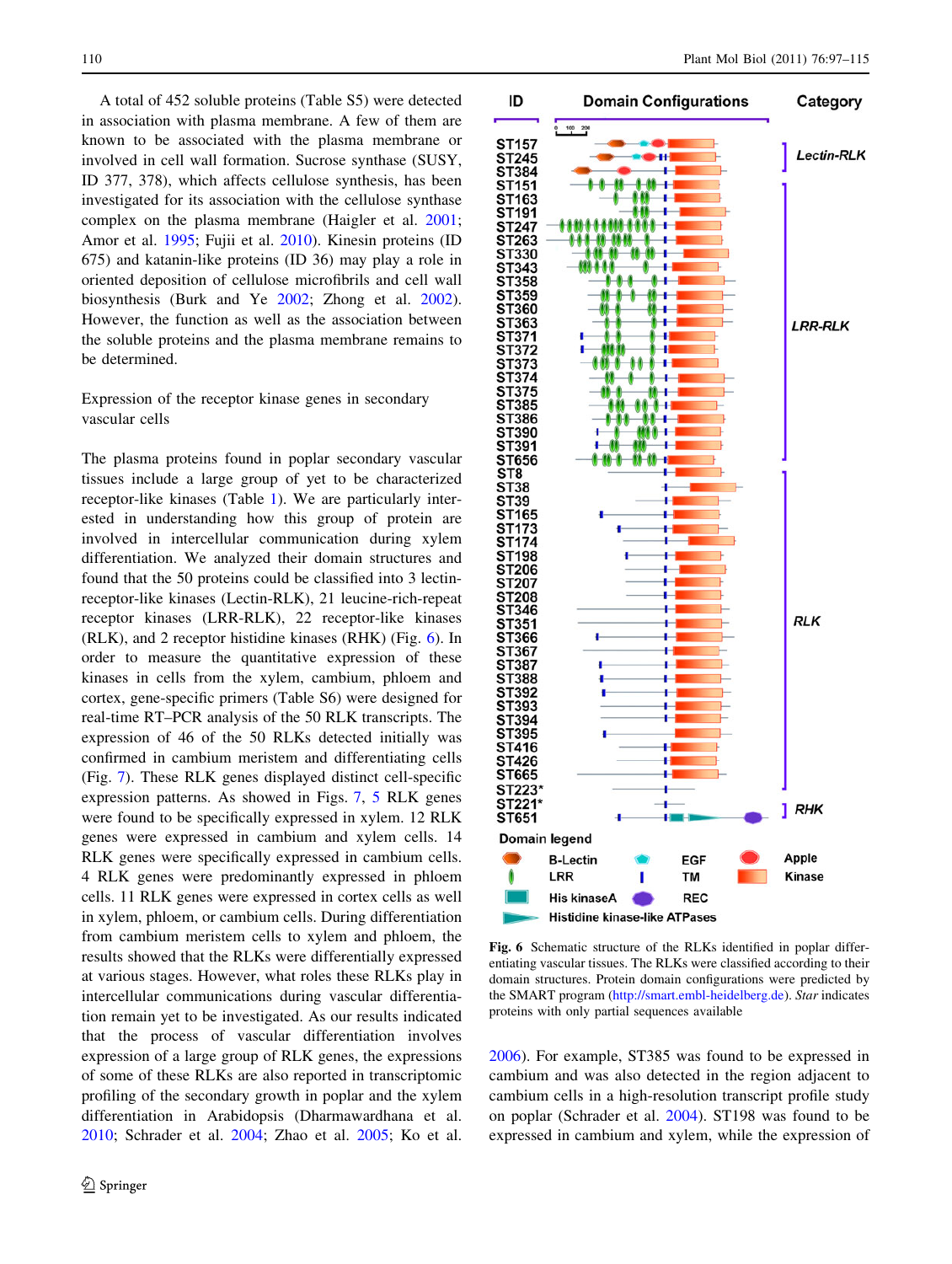A total of 452 soluble proteins (Table S5) were detected in association with plasma membrane. A few of them are known to be associated with the plasma membrane or involved in cell wall formation. Sucrose synthase (SUSY, ID 377, 378), which affects cellulose synthesis, has been investigated for its association with the cellulose synthase complex on the plasma membrane (Haigler et al. 2001; Amor et al. 1995; Fujii et al. 2010). Kinesin proteins (ID 675) and katanin-like proteins (ID 36) may play a role in oriented deposition of cellulose microfibrils and cell wall biosynthesis (Burk and Ye 2002; Zhong et al. 2002). However, the function as well as the association between the soluble proteins and the plasma membrane remains to be determined.

## Expression of the receptor kinase genes in secondary vascular cells

The plasma proteins found in poplar secondary vascular tissues include a large group of yet to be characterized receptor-like kinases (Table 1). We are particularly interested in understanding how this group of protein are involved in intercellular communication during xylem differentiation. We analyzed their domain structures and found that the 50 proteins could be classified into 3 lectin-receptor-like kinases (Lectin-RLK), 21 leucine-rich-repeat receptor kinases (LRR-RLK), 22 receptor-like kinases (RLK), and 2 receptor histidine kinases (RHK) (Fig. 6). In order to measure the quantitative expression of these kinases in cells from the xylem, cambium, phloem and cortex, gene-specific primers (Table S6) were designed for real-time RT–PCR analysis of the 50 RLK transcripts. The expression of 46 of the 50 RLKs detected initially was confirmed in cambium meristem and differentiating cells (Fig. 7). These RLK genes displayed distinct cell-specific expression patterns. As showed in Figs. 7, 5 RLK genes were found to be specifically expressed in xylem. 12 RLK genes were expressed in cambium and xylem cells. 14 RLK genes were specifically expressed in cambium cells. 4 RLK genes were predominantly expressed in phloem cells. 11 RLK genes were expressed in cortex cells as well in xylem, phloem, or cambium cells. During differentiation from cambium meristem cells to xylem and phloem, the results showed that the RLKs were differentially expressed at various stages. However, what roles these RLKs play in intercellular communications during vascular differentiation remain yet to be investigated. As our results indicated that the process of vascular differentiation involves expression of a large group of RLK genes, the expressions of some of these RLKs are also reported in transcriptomic profiling of the secondary growth in poplar and the xylem differentiation in Arabidopsis (Dharmawardhana et al. 2010; Schrader et al. 2004; Zhao et al. 2005; Ko et al. 2006). For example, ST385 was found to be expressed in cambium and was also detected in the region adjacent to cambium cells in a high-resolution transcript profile study on poplar (Schrader et al. 2004). ST198 was found to be expressed in cambium and xylem, while the expression of

**Fig. 6** Schematic structure of the RLKs identified in poplar differentiating vascular tissues. The RLKs were classified according to their domain structures. Protein domain configurations were predicted by the SMART program (http://smart.embl-heidelberg.de). *Star* indicates proteins with only partial sequences available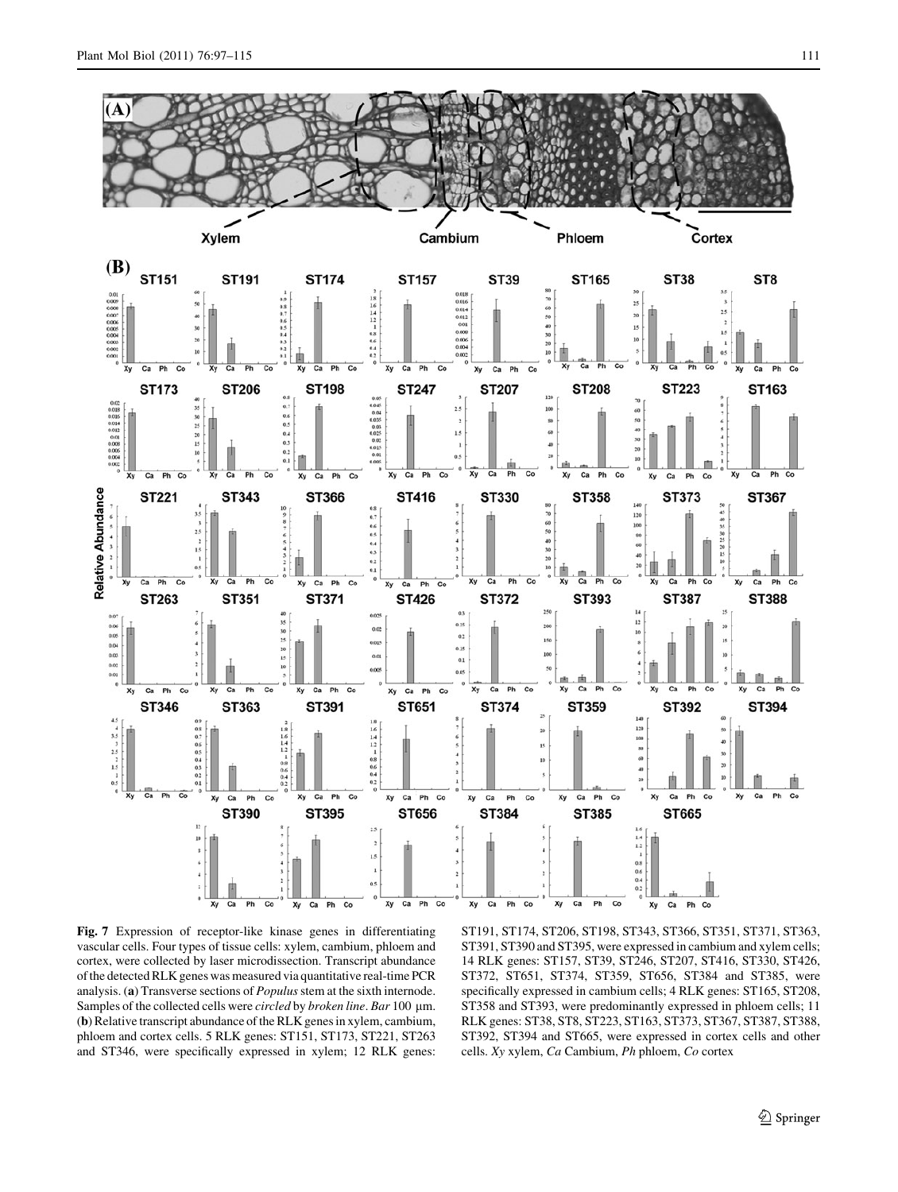**Fig. 7** Expression of receptor-like kinase genes in differentiating vascular cells. Four types of tissue cells: xylem, cambium, phloem and cortex, were collected by laser microdissection. Transcript abundance of the detected RLK genes was measured via quantitative real-time PCR analysis. (**a**) Transverse sections of *Populus* stem at the sixth internode. Samples of the collected cells were *circled* by *broken line*. *Bar* 100 μm. (**b**) Relative transcript abundance of the RLK genes in xylem, cambium, phloem and cortex cells. 5 RLK genes: ST151, ST173, ST221, ST263 and ST346, were specifically expressed in xylem; 12 RLK genes: ST191, ST174, ST206, ST198, ST343, ST366, ST351, ST371, ST363, ST391, ST390 and ST395, were expressed in cambium and xylem cells; 14 RLK genes: ST157, ST39, ST246, ST207, ST416, ST330, ST426, ST372, ST651, ST374, ST359, ST656, ST384 and ST385, were specifically expressed in cambium cells; 4 RLK genes: ST165, ST208, ST358 and ST393, were predominantly expressed in phloem cells; 11 RLK genes: ST38, ST8, ST223, ST163, ST373, ST367, ST387, ST388, ST392, ST394 and ST665, were expressed in cortex cells and other cells. *Xy* xylem, *Ca* Cambium, *Ph* phloem, *Co* cortex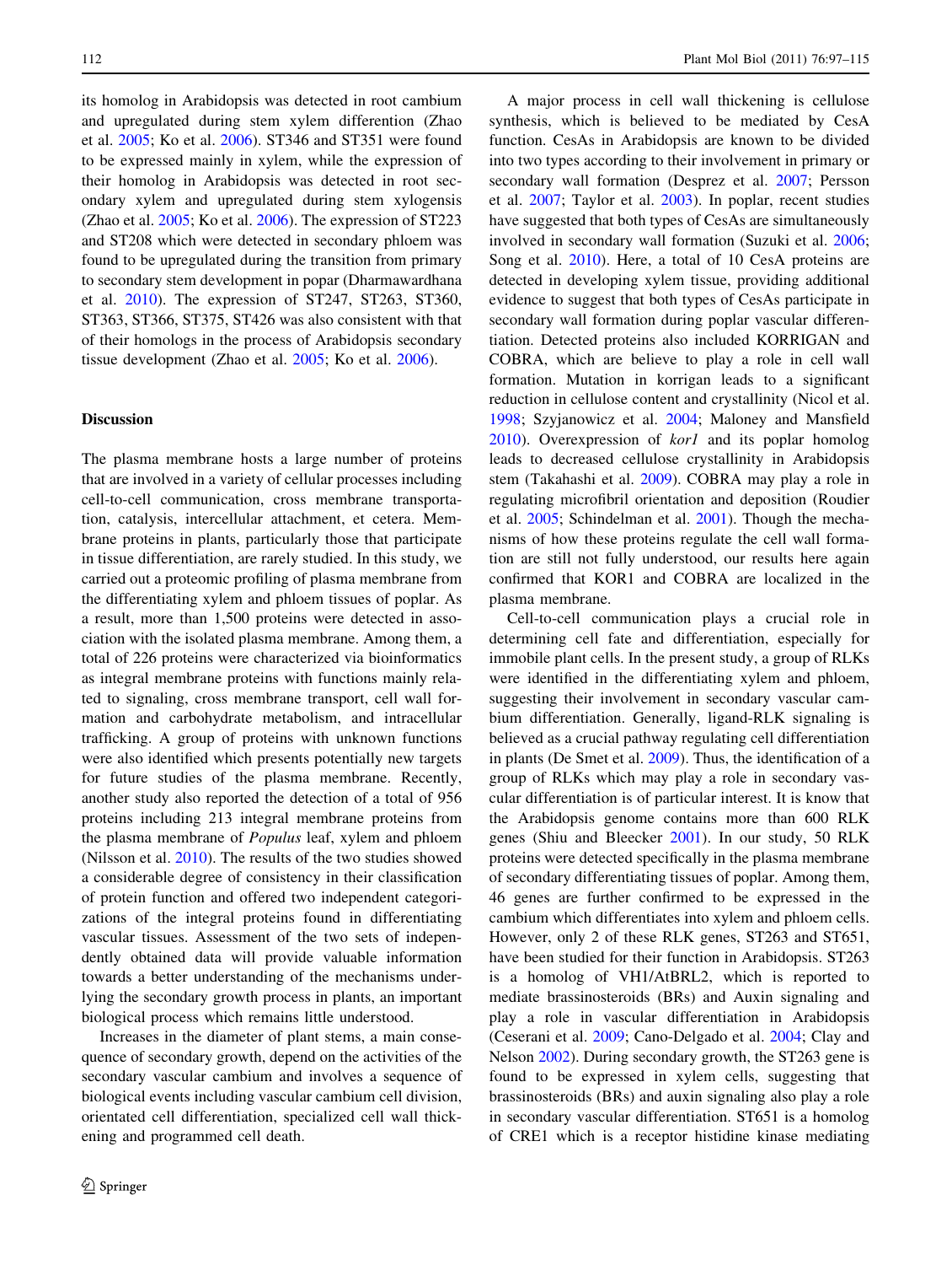its homolog in Arabidopsis was detected in root cambium and upregulated during stem xylem differention (Zhao et al. 2005; Ko et al. 2006). ST346 and ST351 were found to be expressed mainly in xylem, while the expression of their homolog in Arabidopsis was detected in root secondary xylem and upregulated during stem xylogensis (Zhao et al. 2005; Ko et al. 2006). The expression of ST223 and ST208 which were detected in secondary phloem was found to be upregulated during the transition from primary to secondary stem development in popar (Dharmawardhana et al. 2010). The expression of ST247, ST263, ST360, ST363, ST366, ST375, ST426 was also consistent with that of their homologs in the process of Arabidopsis secondary tissue development (Zhao et al. 2005; Ko et al. 2006).

## Discussion

The plasma membrane hosts a large number of proteins that are involved in a variety of cellular processes including cell-to-cell communication, cross membrane transportation, catalysis, intercellular attachment, et cetera. Membrane proteins in plants, particularly those that participate in tissue differentiation, are rarely studied. In this study, we carried out a proteomic profiling of plasma membrane from the differentiating xylem and phloem tissues of poplar. As a result, more than 1,500 proteins were detected in association with the isolated plasma membrane. Among them, a total of 226 proteins were characterized via bioinformatics as integral membrane proteins with functions mainly related to signaling, cross membrane transport, cell wall formation and carbohydrate metabolism, and intracellular trafficking. A group of proteins with unknown functions were also identified which presents potentially new targets for future studies of the plasma membrane. Recently, another study also reported the detection of a total of 956 proteins including 213 integral membrane proteins from the plasma membrane of *Populus* leaf, xylem and phloem (Nilsson et al. 2010). The results of the two studies showed a considerable degree of consistency in their classification of protein function and offered two independent categorizations of the integral proteins found in differentiating vascular tissues. Assessment of the two sets of independently obtained data will provide valuable information towards a better understanding of the mechanisms underlying the secondary growth process in plants, an important biological process which remains little understood.

Increases in the diameter of plant stems, a main consequence of secondary growth, depend on the activities of the secondary vascular cambium and involves a sequence of biological events including vascular cambium cell division, orientated cell differentiation, specialized cell wall thickening and programmed cell death.

A major process in cell wall thickening is cellulose synthesis, which is believed to be mediated by CesA function. CesAs in Arabidopsis are known to be divided into two types according to their involvement in primary or secondary wall formation (Desprez et al. 2007; Persson et al. 2007; Taylor et al. 2003). In poplar, recent studies have suggested that both types of CesAs are simultaneously involved in secondary wall formation (Suzuki et al. 2006; Song et al. 2010). Here, a total of 10 CesA proteins are detected in developing xylem tissue, providing additional evidence to suggest that both types of CesAs participate in secondary wall formation during poplar vascular differentiation. Detected proteins also included KORRIGAN and COBRA, which are believe to play a role in cell wall formation. Mutation in korrigan leads to a significant reduction in cellulose content and crystallinity (Nicol et al. 1998; Szyjanowicz et al. 2004; Maloney and Mansfield 2010). Overexpression of *kor1* and its poplar homolog leads to decreased cellulose crystallinity in Arabidopsis stem (Takahashi et al. 2009). COBRA may play a role in regulating microfibril orientation and deposition (Roudier et al. 2005; Schindelman et al. 2001). Though the mechanisms of how these proteins regulate the cell wall formation are still not fully understood, our results here again confirmed that KOR1 and COBRA are localized in the plasma membrane.

Cell-to-cell communication plays a crucial role in determining cell fate and differentiation, especially for immobile plant cells. In the present study, a group of RLKs were identified in the differentiating xylem and phloem, suggesting their involvement in secondary vascular cambium differentiation. Generally, ligand-RLK signaling is believed as a crucial pathway regulating cell differentiation in plants (De Smet et al. 2009). Thus, the identification of a group of RLKs which may play a role in secondary vascular differentiation is of particular interest. It is know that the Arabidopsis genome contains more than 600 RLK genes (Shiu and Bleecker 2001). In our study, 50 RLK proteins were detected specifically in the plasma membrane of secondary differentiating tissues of poplar. Among them, 46 genes are further confirmed to be expressed in the cambium which differentiates into xylem and phloem cells. However, only 2 of these RLK genes, ST263 and ST651, have been studied for their function in Arabidopsis. ST263 is a homolog of VH1/AtBRL2, which is reported to mediate brassinosteroids (BRs) and Auxin signaling and play a role in vascular differentiation in Arabidopsis (Ceserani et al. 2009; Cano-Delgado et al. 2004; Clay and Nelson 2002). During secondary growth, the ST263 gene is found to be expressed in xylem cells, suggesting that brassinosteroids (BRs) and auxin signaling also play a role in secondary vascular differentiation. ST651 is a homolog of CRE1 which is a receptor histidine kinase mediating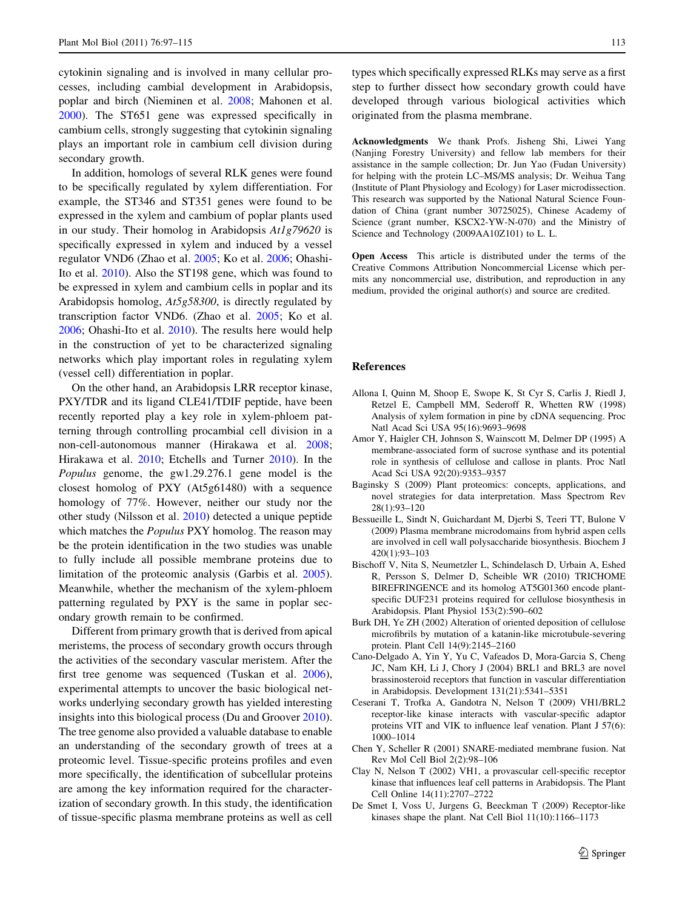cytokinin signaling and is involved in many cellular processes, including cambial development in Arabidopsis, poplar and birch (Nieminen et al. 2008; Mahonen et al. 2000). The ST651 gene was expressed specifically in cambium cells, strongly suggesting that cytokinin signaling plays an important role in cambium cell division during secondary growth.

In addition, homologs of several RLK genes were found to be specifically regulated by xylem differentiation. For example, the ST346 and ST351 genes were found to be expressed in the xylem and cambium of poplar plants used in our study. Their homolog in Arabidopsis *At1g79620* is specifically expressed in xylem and induced by a vessel regulator VND6 (Zhao et al. 2005; Ko et al. 2006; Ohashi-Ito et al. 2010). Also the ST198 gene, which was found to be expressed in xylem and cambium cells in poplar and its Arabidopsis homolog, *At5g58300*, is directly regulated by transcription factor VND6. (Zhao et al. 2005; Ko et al. 2006; Ohashi-Ito et al. 2010). The results here would help in the construction of yet to be characterized signaling networks which play important roles in regulating xylem (vessel cell) differentiation in poplar.

On the other hand, an Arabidopsis LRR receptor kinase, PXY/TDR and its ligand CLE41/TDIF peptide, have been recently reported play a key role in xylem-phloem patterning through controlling procambial cell division in a non-cell-autonomous manner (Hirakawa et al. 2008; Hirakawa et al. 2010; Etchells and Turner 2010). In the *Populus* genome, the gw1.29.276.1 gene model is the closest homolog of PXY (At5g61480) with a sequence homology of 77%. However, neither our study nor the other study (Nilsson et al. 2010) detected a unique peptide which matches the *Populus* PXY homolog. The reason may be the protein identification in the two studies was unable to fully include all possible membrane proteins due to limitation of the proteomic analysis (Garbis et al. 2005). Meanwhile, whether the mechanism of the xylem-phloem patterning regulated by PXY is the same in poplar secondary growth remain to be confirmed.

Different from primary growth that is derived from apical meristems, the process of secondary growth occurs through the activities of the secondary vascular meristem. After the first tree genome was sequenced (Tuskan et al. 2006), experimental attempts to uncover the basic biological networks underlying secondary growth has yielded interesting insights into this biological process (Du and Groover 2010). The tree genome also provided a valuable database to enable an understanding of the secondary growth of trees at a proteomic level. Tissue-specific proteins profiles and even more specifically, the identification of subcellular proteins are among the key information required for the characterization of secondary growth. In this study, the identification of tissue-specific plasma membrane proteins as well as cell types which specifically expressed RLKs may serve as a first step to further dissect how secondary growth could have developed through various biological activities which originated from the plasma membrane.

**Acknowledgments** We thank Profs. Jisheng Shi, Liwei Yang (Nanjing Forestry University) and fellow lab members for their assistance in the sample collection; Dr. Jun Yao (Fudan University) for helping with the protein LC–MS/MS analysis; Dr. Weihua Tang (Institute of Plant Physiology and Ecology) for Laser microdissection. This research was supported by the National Natural Science Foundation of China (grant number 30725025), Chinese Academy of Science (grant number, KSCX2-YW-N-070) and the Ministry of Science and Technology (2009AA10Z101) to L. L.

**Open Access** This article is distributed under the terms of the Creative Commons Attribution Noncommercial License which permits any noncommercial use, distribution, and reproduction in any medium, provided the original author(s) and source are credited.

## References

Allona I, Quinn M, Shoop E, Swope K, St Cyr S, Carlis J, Riedl J, Retzel E, Campbell MM, Sederoff R, Whetten RW (1998) Analysis of xylem formation in pine by cDNA sequencing. Proc Natl Acad Sci USA 95(16):9693–9698

Amor Y, Haigler CH, Johnson S, Wainscott M, Delmer DP (1995) A membrane-associated form of sucrose synthase and its potential role in synthesis of cellulose and callose in plants. Proc Natl Acad Sci USA 92(20):9353–9357

Baginsky S (2009) Plant proteomics: concepts, applications, and novel strategies for data interpretation. Mass Spectrom Rev 28(1):93–120

Bessueille L, Sindt N, Guichardant M, Djerbi S, Teeri TT, Bulone V (2009) Plasma membrane microdomains from hybrid aspen cells are involved in cell wall polysaccharide biosynthesis. Biochem J 420(1):93–103

Bischoff V, Nita S, Neumetzler L, Schindelasch D, Urbain A, Eshed R, Persson S, Delmer D, Scheible WR (2010) TRICHOME BIREFRINGENCE and its homolog AT5G01360 encode plant-specific DUF231 proteins required for cellulose biosynthesis in Arabidopsis. Plant Physiol 153(2):590–602

Burk DH, Ye ZH (2002) Alteration of oriented deposition of cellulose microfibrils by mutation of a katanin-like microtubule-severing protein. Plant Cell 14(9):2145–2160

Cano-Delgado A, Yin Y, Yu C, Vafeados D, Mora-Garcia S, Cheng JC, Nam KH, Li J, Chory J (2004) BRL1 and BRL3 are novel brassinosteroid receptors that function in vascular differentiation in Arabidopsis. Development 131(21):5341–5351

Ceserani T, Trofka A, Gandotra N, Nelson T (2009) VH1/BRL2 receptor-like kinase interacts with vascular-specific adaptor proteins VIT and VIK to influence leaf venation. Plant J 57(6): 1000–1014

Chen Y, Scheller R (2001) SNARE-mediated membrane fusion. Nat Rev Mol Cell Biol 2(2):98–106

Clay N, Nelson T (2002) VH1, a provascular cell-specific receptor kinase that influences leaf cell patterns in Arabidopsis. The Plant Cell Online 14(11):2707–2722

De Smet I, Voss U, Jurgens G, Beeckman T (2009) Receptor-like kinases shape the plant. Nat Cell Biol 11(10):1166–1173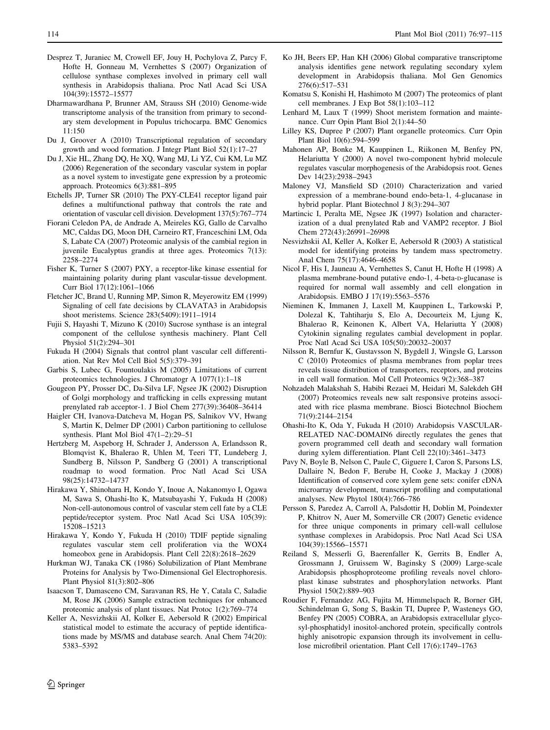Desprez T, Juraniec M, Crowell EF, Jouy H, Pochylova Z, Parcy F, Hofte H, Gonneau M, Vernhettes S (2007) Organization of cellulose synthase complexes involved in primary cell wall synthesis in Arabidopsis thaliana. Proc Natl Acad Sci USA 104(39):15572–15577

Dharmawardhana P, Brunner AM, Strauss SH (2010) Genome-wide transcriptome analysis of the transition from primary to secondary stem development in Populus trichocarpa. BMC Genomics 11:150

Du J, Groover A (2010) Transcriptional regulation of secondary growth and wood formation. J Integr Plant Biol 52(1):17–27

Du J, Xie HL, Zhang DQ, He XQ, Wang MJ, Li YZ, Cui KM, Lu MZ (2006) Regeneration of the secondary vascular system in poplar as a novel system to investigate gene expression by a proteomic approach. Proteomics 6(3):881–895

Etchells JP, Turner SR (2010) The PXY-CLE41 receptor ligand pair defines a multifunctional pathway that controls the rate and orientation of vascular cell division. Development 137(5):767–774

Fiorani Celedon PA, de Andrade A, Meireles KG, Gallo de Carvalho MC, Caldas DG, Moon DH, Carneiro RT, Franceschini LM, Oda S, Labate CA (2007) Proteomic analysis of the cambial region in juvenile Eucalyptus grandis at three ages. Proteomics 7(13): 2258–2274

Fisher K, Turner S (2007) PXY, a receptor-like kinase essential for maintaining polarity during plant vascular-tissue development. Curr Biol 17(12):1061–1066

Fletcher JC, Brand U, Running MP, Simon R, Meyerowitz EM (1999) Signaling of cell fate decisions by CLAVATA3 in Arabidopsis shoot meristems. Science 283(5409):1911–1914

Fujii S, Hayashi T, Mizuno K (2010) Sucrose synthase is an integral component of the cellulose synthesis machinery. Plant Cell Physiol 51(2):294–301

Fukuda H (2004) Signals that control plant vascular cell differentiation. Nat Rev Mol Cell Biol 5(5):379–391

Garbis S, Lubec G, Fountoulakis M (2005) Limitations of current proteomics technologies. J Chromatogr A 1077(1):1–18

Gougeon PY, Prosser DC, Da-Silva LF, Ngsee JK (2002) Disruption of Golgi morphology and trafficking in cells expressing mutant prenylated rab acceptor-1. J Biol Chem 277(39):36408–36414

Haigler CH, Ivanova-Datcheva M, Hogan PS, Salnikov VV, Hwang S, Martin K, Delmer DP (2001) Carbon partitioning to cellulose synthesis. Plant Mol Biol 47(1–2):29–51

Hertzberg M, Aspeborg H, Schrader J, Andersson A, Erlandsson R, Blomqvist K, Bhalerao R, Uhlen M, Teeri TT, Lundeberg J, Sundberg B, Nilsson P, Sandberg G (2001) A transcriptional roadmap to wood formation. Proc Natl Acad Sci USA 98(25):14732–14737

Hirakawa Y, Shinohara H, Kondo Y, Inoue A, Nakanomyo I, Ogawa M, Sawa S, Ohashi-Ito K, Matsubayashi Y, Fukuda H (2008) Non-cell-autonomous control of vascular stem cell fate by a CLE peptide/receptor system. Proc Natl Acad Sci USA 105(39): 15208–15213

Hirakawa Y, Kondo Y, Fukuda H (2010) TDIF peptide signaling regulates vascular stem cell proliferation via the WOX4 homeobox gene in Arabidopsis. Plant Cell 22(8):2618–2629

Hurkman WJ, Tanaka CK (1986) Solubilization of Plant Membrane Proteins for Analysis by Two-Dimensional Gel Electrophoresis. Plant Physiol 81(3):802–806

Isaacson T, Damasceno CM, Saravanan RS, He Y, Catala C, Saladie M, Rose JK (2006) Sample extraction techniques for enhanced proteomic analysis of plant tissues. Nat Protoc 1(2):769–774

Keller A, Nesvizhskii AI, Kolker E, Aebersold R (2002) Empirical statistical model to estimate the accuracy of peptide identifications made by MS/MS and database search. Anal Chem 74(20): 5383–5392

Ko JH, Beers EP, Han KH (2006) Global comparative transcriptome analysis identifies gene network regulating secondary xylem development in Arabidopsis thaliana. Mol Gen Genomics 276(6):517–531

Komatsu S, Konishi H, Hashimoto M (2007) The proteomics of plant cell membranes. J Exp Bot 58(1):103–112

Lenhard M, Laux T (1999) Shoot meristem formation and maintenance. Curr Opin Plant Biol 2(1):44–50

Lilley KS, Dupree P (2007) Plant organelle proteomics. Curr Opin Plant Biol 10(6):594–599

Mahonen AP, Bonke M, Kauppinen L, Riikonen M, Benfey PN, Helariutta Y (2000) A novel two-component hybrid molecule regulates vascular morphogenesis of the Arabidopsis root. Genes Dev 14(23):2938–2943

Maloney VJ, Mansfield SD (2010) Characterization and varied expression of a membrane-bound endo-beta-1, 4-glucanase in hybrid poplar. Plant Biotechnol J 8(3):294–307

Martincic I, Peralta ME, Ngsee JK (1997) Isolation and characterization of a dual prenylated Rab and VAMP2 receptor. J Biol Chem 272(43):26991–26998

Nesvizhskii AI, Keller A, Kolker E, Aebersold R (2003) A statistical model for identifying proteins by tandem mass spectrometry. Anal Chem 75(17):4646–4658

Nicol F, His I, Jauneau A, Vernhettes S, Canut H, Hofte H (1998) A plasma membrane-bound putative endo-1, 4-beta-D-glucanase is required for normal wall assembly and cell elongation in Arabidopsis. EMBO J 17(19):5563–5576

Nieminen K, Immanen J, Laxell M, Kauppinen L, Tarkowski P, Dolezal K, Tahtiharju S, Elo A, Decourteix M, Ljung K, Bhalerao R, Keinonen K, Albert VA, Helariutta Y (2008) Cytokinin signaling regulates cambial development in poplar. Proc Natl Acad Sci USA 105(50):20032–20037

Nilsson R, Bernfur K, Gustavsson N, Bygdell J, Wingsle G, Larsson C (2010) Proteomics of plasma membranes from poplar trees reveals tissue distribution of transporters, receptors, and proteins in cell wall formation. Mol Cell Proteomics 9(2):368–387

Nohzadeh Malakshah S, Habibi Rezaei M, Heidari M, Salekdeh GH (2007) Proteomics reveals new salt responsive proteins associated with rice plasma membrane. Biosci Biotechnol Biochem 71(9):2144–2154

Ohashi-Ito K, Oda Y, Fukuda H (2010) Arabidopsis VASCULAR-RELATED NAC-DOMAIN6 directly regulates the genes that govern programmed cell death and secondary wall formation during xylem differentiation. Plant Cell 22(10):3461–3473

Pavy N, Boyle B, Nelson C, Paule C, Giguere I, Caron S, Parsons LS, Dallaire N, Bedon F, Berube H, Cooke J, Mackay J (2008) Identification of conserved core xylem gene sets: conifer cDNA microarray development, transcript profiling and computational analyses. New Phytol 180(4):766–786

Persson S, Paredez A, Carroll A, Palsdottir H, Doblin M, Poindexter P, Khitrov N, Auer M, Somerville CR (2007) Genetic evidence for three unique components in primary cell-wall cellulose synthase complexes in Arabidopsis. Proc Natl Acad Sci USA 104(39):15566–15571

Reiland S, Messerli G, Baerenfaller K, Gerrits B, Endler A, Grossmann J, Gruissem W, Baginsky S (2009) Large-scale Arabidopsis phosphoproteome profiling reveals novel chloroplast kinase substrates and phosphorylation networks. Plant Physiol 150(2):889–903

Roudier F, Fernandez AG, Fujita M, Himmelspach R, Borner GH, Schindelman G, Song S, Baskin TI, Dupree P, Wasteneys GO, Benfey PN (2005) COBRA, an Arabidopsis extracellular glycosyl-phosphatidyl inositol-anchored protein, specifically controls highly anisotropic expansion through its involvement in cellulose microfibril orientation. Plant Cell 17(6):1749–1763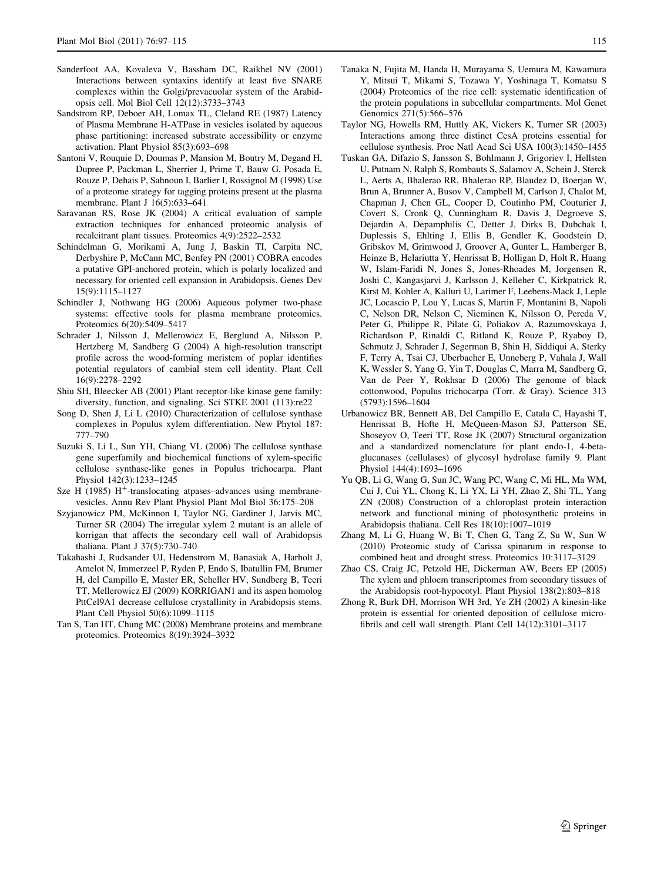Sanderfoot AA, Kovaleva V, Bassham DC, Raikhel NV (2001) Interactions between syntaxins identify at least five SNARE complexes within the Golgi/prevacuolar system of the Arabidopsis cell. Mol Biol Cell 12(12):3733–3743

Sandstrom RP, Deboer AH, Lomax TL, Cleland RE (1987) Latency of Plasma Membrane H-ATPase in vesicles isolated by aqueous phase partitioning: increased substrate accessibility or enzyme activation. Plant Physiol 85(3):693–698

Santoni V, Rouquie D, Doumas P, Mansion M, Boutry M, Degand H, Dupree P, Packman L, Sherrier J, Prime T, Bauw G, Posada E, Rouze P, Dehais P, Sahnoun I, Barlier I, Rossignol M (1998) Use of a proteome strategy for tagging proteins present at the plasma membrane. Plant J 16(5):633–641

Saravanan RS, Rose JK (2004) A critical evaluation of sample extraction techniques for enhanced proteomic analysis of recalcitrant plant tissues. Proteomics 4(9):2522–2532

Schindelman G, Morikami A, Jung J, Baskin TI, Carpita NC, Derbyshire P, McCann MC, Benfey PN (2001) COBRA encodes a putative GPI-anchored protein, which is polarly localized and necessary for oriented cell expansion in Arabidopsis. Genes Dev 15(9):1115–1127

Schindler J, Nothwang HG (2006) Aqueous polymer two-phase systems: effective tools for plasma membrane proteomics. Proteomics 6(20):5409–5417

Schrader J, Nilsson J, Mellerowicz E, Berglund A, Nilsson P, Hertzberg M, Sandberg G (2004) A high-resolution transcript profile across the wood-forming meristem of poplar identifies potential regulators of cambial stem cell identity. Plant Cell 16(9):2278–2292

Shiu SH, Bleecker AB (2001) Plant receptor-like kinase gene family: diversity, function, and signaling. Sci STKE 2001 (113):re22

Song D, Shen J, Li L (2010) Characterization of cellulose synthase complexes in Populus xylem differentiation. New Phytol 187: 777–790

Suzuki S, Li L, Sun YH, Chiang VL (2006) The cellulose synthase gene superfamily and biochemical functions of xylem-specific cellulose synthase-like genes in Populus trichocarpa. Plant Physiol 142(3):1233–1245

Sze H (1985) $H^+$-translocating atpases–advances using membrane-vesicles. Annu Rev Plant Physiol Plant Mol Biol 36:175–208

Szyjanowicz PM, McKinnon I, Taylor NG, Gardiner J, Jarvis MC, Turner SR (2004) The irregular xylem 2 mutant is an allele of korrigan that affects the secondary cell wall of Arabidopsis thaliana. Plant J 37(5):730–740

Takahashi J, Rudsander UJ, Hedenstrom M, Banasiak A, Harholt J, Amelot N, Immerzeel P, Ryden P, Endo S, Ibatullin FM, Brumer H, del Campillo E, Master ER, Scheller HV, Sundberg B, Teeri TT, Mellerowicz EJ (2009) KORRIGAN1 and its aspen homolog PttCel9A1 decrease cellulose crystallinity in Arabidopsis stems. Plant Cell Physiol 50(6):1099–1115

Tan S, Tan HT, Chung MC (2008) Membrane proteins and membrane proteomics. Proteomics 8(19):3924–3932

Tanaka N, Fujita M, Handa H, Murayama S, Uemura M, Kawamura Y, Mitsui T, Mikami S, Tozawa Y, Yoshinaga T, Komatsu S (2004) Proteomics of the rice cell: systematic identification of the protein populations in subcellular compartments. Mol Genet Genomics 271(5):566–576

Taylor NG, Howells RM, Huttly AK, Vickers K, Turner SR (2003) Interactions among three distinct CesA proteins essential for cellulose synthesis. Proc Natl Acad Sci USA 100(3):1450–1455

Tuskan GA, Difazio S, Jansson S, Bohlmann J, Grigoriev I, Hellsten U, Putnam N, Ralph S, Rombauts S, Salamov A, Schein J, Sterck L, Aerts A, Bhalerao RR, Bhalerao RP, Blaudez D, Boerjan W, Brun A, Brunner A, Busov V, Campbell M, Carlson J, Chalot M, Chapman J, Chen GL, Cooper D, Coutinho PM, Couturier J, Covert S, Cronk Q, Cunningham R, Davis J, Degroeve S, Dejardin A, Depamphilis C, Detter J, Dirks B, Dubchak I, Duplessis S, Ehlting J, Ellis B, Gendler K, Goodstein D, Gribskov M, Grimwood J, Groover A, Gunter L, Hamberger B, Heinze B, Helariutta Y, Henrissat B, Holligan D, Holt R, Huang W, Islam-Faridi N, Jones S, Jones-Rhoades M, Jorgensen R, Joshi C, Kangasjarvi J, Karlsson J, Kelleher C, Kirkpatrick R, Kirst M, Kohler A, Kalluri U, Larimer F, Leebens-Mack J, Leple JC, Locascio P, Lou Y, Lucas S, Martin F, Montanini B, Napoli C, Nelson DR, Nelson C, Nieminen K, Nilsson O, Pereda V, Peter G, Philippe R, Pilate G, Poliakov A, Razumovskaya J, Richardson P, Rinaldi C, Ritland K, Rouze P, Ryaboy D, Schmutz J, Schrader J, Segerman B, Shin H, Siddiqui A, Sterky F, Terry A, Tsai CJ, Uberbacher E, Unneberg P, Vahala J, Wall K, Wessler S, Yang G, Yin T, Douglas C, Marra M, Sandberg G, Van de Peer Y, Rokhsar D (2006) The genome of black cottonwood, Populus trichocarpa (Torr. & Gray). Science 313 (5793):1596–1604

Urbanowicz BR, Bennett AB, Del Campillo E, Catala C, Hayashi T, Henrissat B, Hofte H, McQueen-Mason SJ, Patterson SE, Shoseyov O, Teeri TT, Rose JK (2007) Structural organization and a standardized nomenclature for plant endo-1, 4-beta-glucanases (cellulases) of glycosyl hydrolase family 9. Plant Physiol 144(4):1693–1696

Yu QB, Li G, Wang G, Sun JC, Wang PC, Wang C, Mi HL, Ma WM, Cui J, Cui YL, Chong K, Li YX, Li YH, Zhao Z, Shi TL, Yang ZN (2008) Construction of a chloroplast protein interaction network and functional mining of photosynthetic proteins in Arabidopsis thaliana. Cell Res 18(10):1007–1019

Zhang M, Li G, Huang W, Bi T, Chen G, Tang Z, Su W, Sun W (2010) Proteomic study of Carissa spinarum in response to combined heat and drought stress. Proteomics 10:3117–3129

Zhao CS, Craig JC, Petzold HE, Dickerman AW, Beers EP (2005) The xylem and phloem transcriptomes from secondary tissues of the Arabidopsis root-hypocotyl. Plant Physiol 138(2):803–818

Zhong R, Burk DH, Morrison WH 3rd, Ye ZH (2002) A kinesin-like protein is essential for oriented deposition of cellulose microfibrils and cell wall strength. Plant Cell 14(12):3101–3117